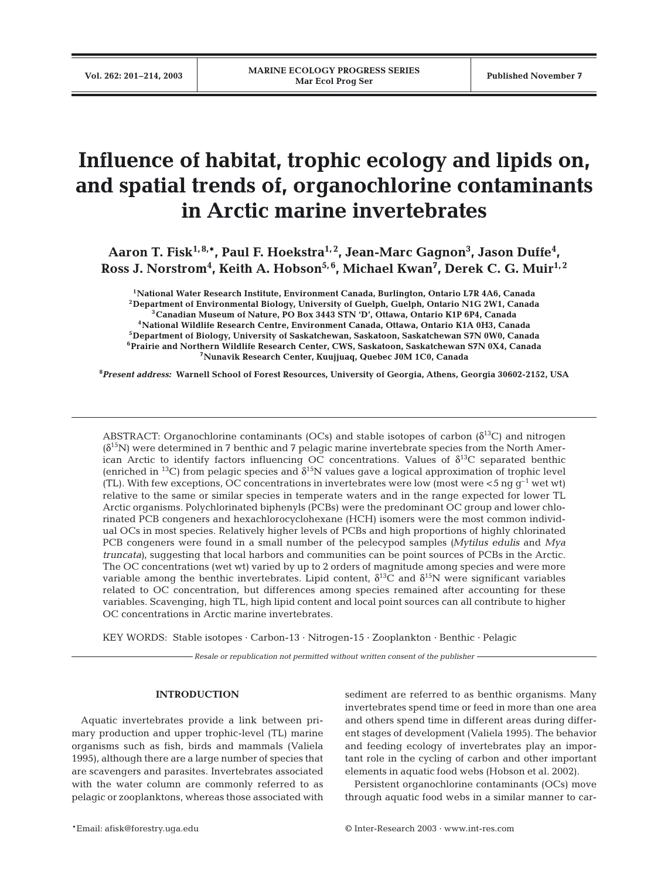# Influence of habitat, trophic ecology and lipids on, and spatial trends of, organochlorine contaminants in Arctic marine invertebrates

**Aaron T. Fisk[1,8,*], Paul F. Hoekstra[1,2], Jean-Marc Gagnon[3], Jason Duffe[4], Ross J. Norstrom[4], Keith A. Hobson[5,6], Michael Kwan[7], Derek C. G. Muir[1,2]**

[1]National Water Research Institute, Environment Canada, Burlington, Ontario L7R 4A6, Canada
[2]Department of Environmental Biology, University of Guelph, Guelph, Ontario N1G 2W1, Canada
[3]Canadian Museum of Nature, PO Box 3443 STN 'D', Ottawa, Ontario K1P 6P4, Canada
[4]National Wildlife Research Centre, Environment Canada, Ottawa, Ontario K1A 0H3, Canada
[5]Department of Biology, University of Saskatchewan, Saskatoon, Saskatchewan S7N 0W0, Canada
[6]Prairie and Northern Wildlife Research Center, CWS, Saskatoon, Saskatchewan S7N 0X4, Canada
[7]Nunavik Research Center, Kuujjuaq, Quebec J0M 1C0, Canada

[8]*Present address:* Warnell School of Forest Resources, University of Georgia, Athens, Georgia 30602-2152, USA

ABSTRACT: Organochlorine contaminants (OCs) and stable isotopes of carbon ($\delta^{13}C$) and nitrogen ($\delta^{15}N$) were determined in 7 benthic and 7 pelagic marine invertebrate species from the North American Arctic to identify factors influencing OC concentrations. Values of $\delta^{13}C$ separated benthic (enriched in $^{13}C$) from pelagic species and $\delta^{15}N$ values gave a logical approximation of trophic level (TL). With few exceptions, OC concentrations in invertebrates were low (most were <5 ng $g^{-1}$ wet wt) relative to the same or similar species in temperate waters and in the range expected for lower TL Arctic organisms. Polychlorinated biphenyls (PCBs) were the predominant OC group and lower chlorinated PCB congeners and hexachlorocyclohexane (HCH) isomers were the most common individual OCs in most species. Relatively higher levels of PCBs and high proportions of highly chlorinated PCB congeners were found in a small number of the pelecypod samples (*Mytilus edulis* and *Mya truncata*), suggesting that local harbors and communities can be point sources of PCBs in the Arctic. The OC concentrations (wet wt) varied by up to 2 orders of magnitude among species and were more variable among the benthic invertebrates. Lipid content, $\delta^{13}C$ and $\delta^{15}N$ were significant variables related to OC concentration, but differences among species remained after accounting for these variables. Scavenging, high TL, high lipid content and local point sources can all contribute to higher OC concentrations in Arctic marine invertebrates.

KEY WORDS: Stable isotopes · Carbon-13 · Nitrogen-15 · Zooplankton · Benthic · Pelagic

*Resale or republication not permitted without written consent of the publisher*

## INTRODUCTION

Aquatic invertebrates provide a link between primary production and upper trophic-level (TL) marine organisms such as fish, birds and mammals (Valiela 1995), although there are a large number of species that are scavengers and parasites. Invertebrates associated with the water column are commonly referred to as pelagic or zooplanktons, whereas those associated with sediment are referred to as benthic organisms. Many invertebrates spend time or feed in more than one area and others spend time in different areas during different stages of development (Valiela 1995). The behavior and feeding ecology of invertebrates play an important role in the cycling of carbon and other important elements in aquatic food webs (Hobson et al. 2002).

Persistent organochlorine contaminants (OCs) move through aquatic food webs in a similar manner to car-

*Email: afisk@forestry.uga.edu

© Inter-Research 2003 · www.int-res.com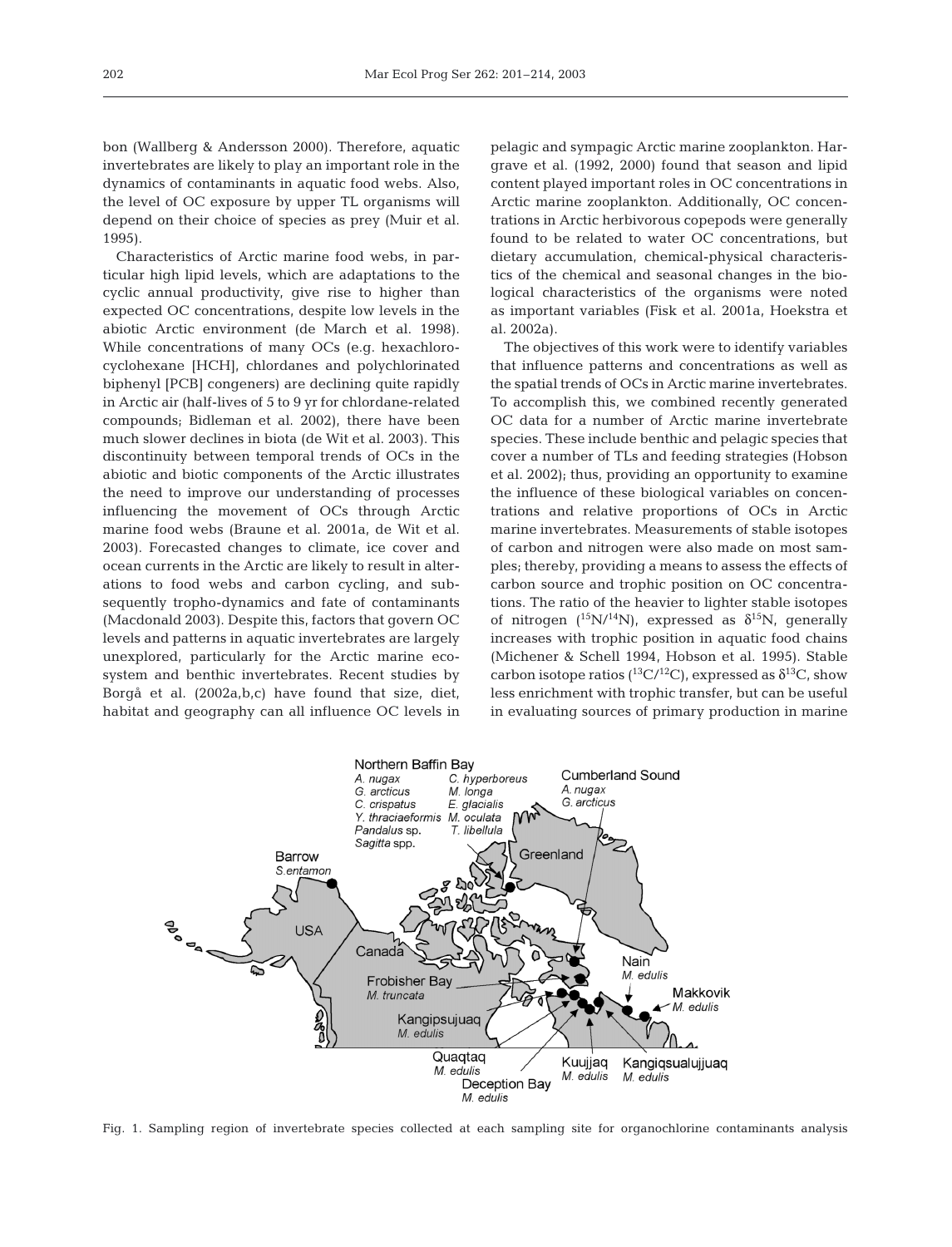bon (Wallberg & Andersson 2000). Therefore, aquatic invertebrates are likely to play an important role in the dynamics of contaminants in aquatic food webs. Also, the level of OC exposure by upper TL organisms will depend on their choice of species as prey (Muir et al. 1995).

Characteristics of Arctic marine food webs, in particular high lipid levels, which are adaptations to the cyclic annual productivity, give rise to higher than expected OC concentrations, despite low levels in the abiotic Arctic environment (de March et al. 1998). While concentrations of many OCs (e.g. hexachlorocyclohexane [HCH], chlordanes and polychlorinated biphenyl [PCB] congeners) are declining quite rapidly in Arctic air (half-lives of 5 to 9 yr for chlordane-related compounds; Bidleman et al. 2002), there have been much slower declines in biota (de Wit et al. 2003). This discontinuity between temporal trends of OCs in the abiotic and biotic components of the Arctic illustrates the need to improve our understanding of processes influencing the movement of OCs through Arctic marine food webs (Braune et al. 2001a, de Wit et al. 2003). Forecasted changes to climate, ice cover and ocean currents in the Arctic are likely to result in alterations to food webs and carbon cycling, and subsequently tropho-dynamics and fate of contaminants (Macdonald 2003). Despite this, factors that govern OC levels and patterns in aquatic invertebrates are largely unexplored, particularly for the Arctic marine ecosystem and benthic invertebrates. Recent studies by Borgå et al. (2002a,b,c) have found that size, diet, habitat and geography can all influence OC levels in pelagic and sympagic Arctic marine zooplankton. Hargrave et al. (1992, 2000) found that season and lipid content played important roles in OC concentrations in Arctic marine zooplankton. Additionally, OC concentrations in Arctic herbivorous copepods were generally found to be related to water OC concentrations, but dietary accumulation, chemical-physical characteristics of the chemical and seasonal changes in the biological characteristics of the organisms were noted as important variables (Fisk et al. 2001a, Hoekstra et al. 2002a).

The objectives of this work were to identify variables that influence patterns and concentrations as well as the spatial trends of OCs in Arctic marine invertebrates. To accomplish this, we combined recently generated OC data for a number of Arctic marine invertebrate species. These include benthic and pelagic species that cover a number of TLs and feeding strategies (Hobson et al. 2002); thus, providing an opportunity to examine the influence of these biological variables on concentrations and relative proportions of OCs in Arctic marine invertebrates. Measurements of stable isotopes of carbon and nitrogen were also made on most samples; thereby, providing a means to assess the effects of carbon source and trophic position on OC concentrations. The ratio of the heavier to lighter stable isotopes of nitrogen ($^{15}N/^{14}N$), expressed as $\delta^{15}N$, generally increases with trophic position in aquatic food chains (Michener & Schell 1994, Hobson et al. 1995). Stable carbon isotope ratios ($^{13}C/^{12}C$), expressed as $\delta^{13}C$, show less enrichment with trophic transfer, but can be useful in evaluating sources of primary production in marine

Fig. 1. Sampling region of invertebrate species collected at each sampling site for organochlorine contaminants analysis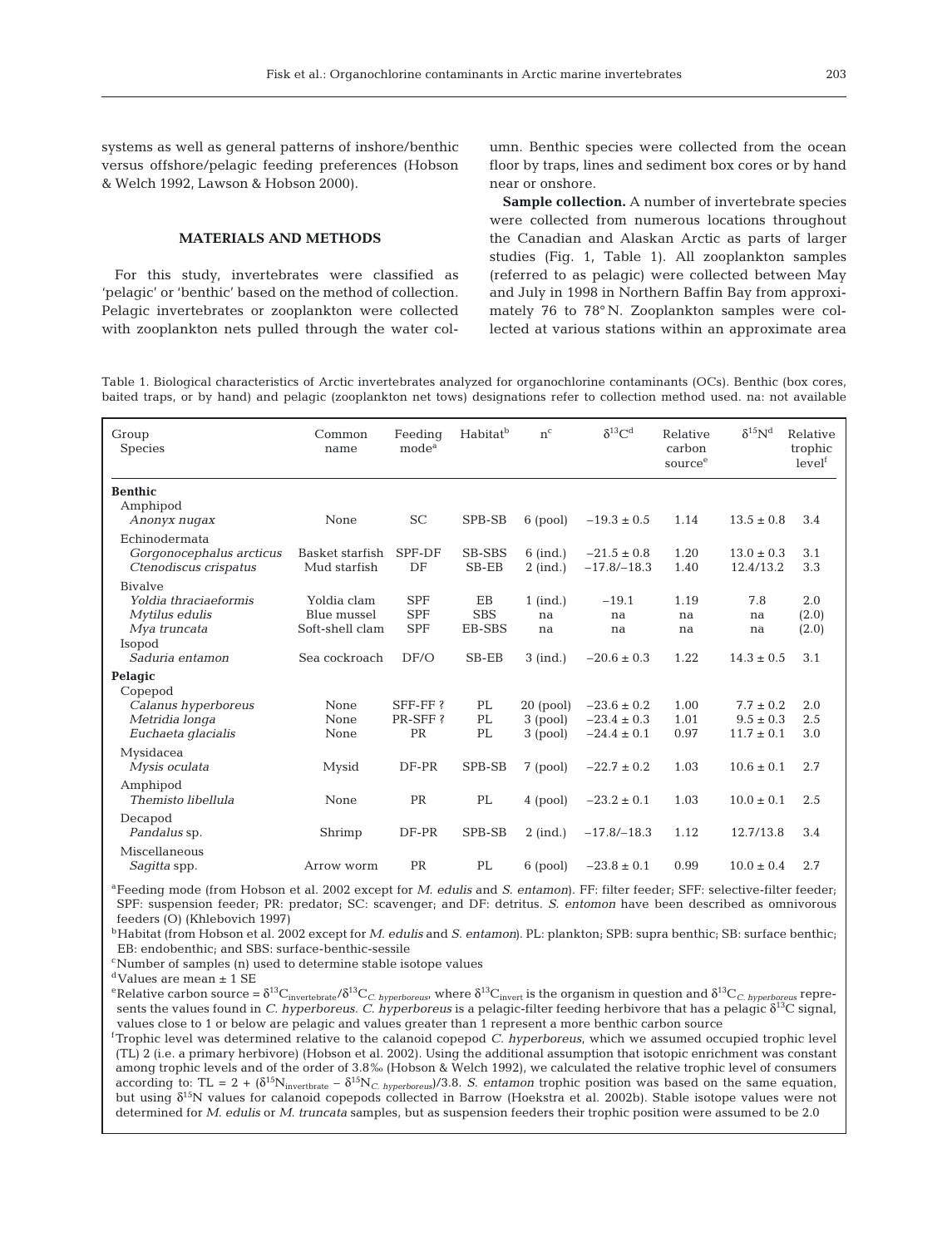systems as well as general patterns of inshore/benthic versus offshore/pelagic feeding preferences (Hobson & Welch 1992, Lawson & Hobson 2000).

## MATERIALS AND METHODS

For this study, invertebrates were classified as 'pelagic' or 'benthic' based on the method of collection. Pelagic invertebrates or zooplankton were collected with zooplankton nets pulled through the water column. Benthic species were collected from the ocean floor by traps, lines and sediment box cores or by hand near or onshore.

**Sample collection.** A number of invertebrate species were collected from numerous locations throughout the Canadian and Alaskan Arctic as parts of larger studies (Fig. 1, Table 1). All zooplankton samples (referred to as pelagic) were collected between May and July in 1998 in Northern Baffin Bay from approximately 76 to 78° N. Zooplankton samples were collected at various stations within an approximate area

Table 1. Biological characteristics of Arctic invertebrates analyzed for organochlorine contaminants (OCs). Benthic (box cores, baited traps, or by hand) and pelagic (zooplankton net tows) designations refer to collection method used. na: not available

| Group<br>Species | Common name | Feeding mode[a] | Habitat[b] | n[c] | $\delta^{13}C$[d] | Relative carbon source[e] | $\delta^{15}N$[d] | Relative trophic level[f] |
|---|---|---|---|---|---|---|---|---|
| **Benthic** | | | | | | | | |
| Amphipod | | | | | | | | |
| *Anonyx nugax* | None | SC | SPB-SB | 6 (pool) | −19.3 ± 0.5 | 1.14 | 13.5 ± 0.8 | 3.4 |
| Echinodermata | | | | | | | | |
| *Gorgonocephalus arcticus* | Basket starfish | SPF-DF | SB-SBS | 6 (ind.) | −21.5 ± 0.8 | 1.20 | 13.0 ± 0.3 | 3.1 |
| *Ctenodiscus crispatus* | Mud starfish | DF | SB-EB | 2 (ind.) | −17.8/−18.3 | 1.40 | 12.4/13.2 | 3.3 |
| Bivalve | | | | | | | | |
| *Yoldia thraciaeformis* | Yoldia clam | SPF | EB | 1 (ind.) | −19.1 | 1.19 | 7.8 | 2.0 |
| *Mytilus edulis* | Blue mussel | SPF | SBS | na | na | na | na | (2.0) |
| *Mya truncata* | Soft-shell clam | SPF | EB-SBS | na | na | na | na | (2.0) |
| Isopod | | | | | | | | |
| *Saduria entamon* | Sea cockroach | DF/O | SB-EB | 3 (ind.) | −20.6 ± 0.3 | 1.22 | 14.3 ± 0.5 | 3.1 |
| **Pelagic** | | | | | | | | |
| Copepod | | | | | | | | |
| *Calanus hyperboreus* | None | SFF-FF ? | PL | 20 (pool) | −23.6 ± 0.2 | 1.00 | 7.7 ± 0.2 | 2.0 |
| *Metridia longa* | None | PR-SFF ? | PL | 3 (pool) | −23.4 ± 0.3 | 1.01 | 9.5 ± 0.3 | 2.5 |
| *Euchaeta glacialis* | None | PR | PL | 3 (pool) | −24.4 ± 0.1 | 0.97 | 11.7 ± 0.1 | 3.0 |
| Mysidacea | | | | | | | | |
| *Mysis oculata* | Mysid | DF-PR | SPB-SB | 7 (pool) | −22.7 ± 0.2 | 1.03 | 10.6 ± 0.1 | 2.7 |
| Amphipod | | | | | | | | |
| *Themisto libellula* | None | PR | PL | 4 (pool) | −23.2 ± 0.1 | 1.03 | 10.0 ± 0.1 | 2.5 |
| Decapod | | | | | | | | |
| *Pandalus* sp. | Shrimp | DF-PR | SPB-SB | 2 (ind.) | −17.8/−18.3 | 1.12 | 12.7/13.8 | 3.4 |
| Miscellaneous | | | | | | | | |
| *Sagitta* spp. | Arrow worm | PR | PL | 6 (pool) | −23.8 ± 0.1 | 0.99 | 10.0 ± 0.4 | 2.7 |

[a] Feeding mode (from Hobson et al. 2002 except for *M. edulis* and *S. entamon*). FF: filter feeder; SFF: selective-filter feeder; SPF: suspension feeder; PR: predator; SC: scavenger; and DF: detritus. *S. entomon* have been described as omnivorous feeders (O) (Khlebovich 1997)

[b] Habitat (from Hobson et al. 2002 except for *M. edulis* and *S. entamon*). PL: plankton; SPB: supra benthic; SB: surface benthic; EB: endobenthic; and SBS: surface-benthic-sessile

[c] Number of samples (n) used to determine stable isotope values

[d] Values are mean ± 1 SE

[e] Relative carbon source = $\delta^{13}C_{invertebrate}/\delta^{13}C_{C.\ hyperboreus}$, where $\delta^{13}C_{invert}$ is the organism in question and $\delta^{13}C_{C.\ hyperboreus}$ represents the values found in *C. hyperboreus*. *C. hyperboreus* is a pelagic-filter feeding herbivore that has a pelagic $\delta^{13}C$ signal, values close to 1 or below are pelagic and values greater than 1 represent a more benthic carbon source

[f] Trophic level was determined relative to the calanoid copepod *C. hyperboreus*, which we assumed occupied trophic level (TL) 2 (i.e. a primary herbivore) (Hobson et al. 2002). Using the additional assumption that isotopic enrichment was constant among trophic levels and of the order of 3.8‰ (Hobson & Welch 1992), we calculated the relative trophic level of consumers according to: $TL = 2 + (\delta^{15}N_{invertbrate} - \delta^{15}N_{C.\ hyperboreus})/3.8$. *S. entamon* trophic position was based on the same equation, but using $\delta^{15}N$ values for calanoid copepods collected in Barrow (Hoekstra et al. 2002b). Stable isotope values were not determined for *M. edulis* or *M. truncata* samples, but as suspension feeders their trophic position were assumed to be 2.0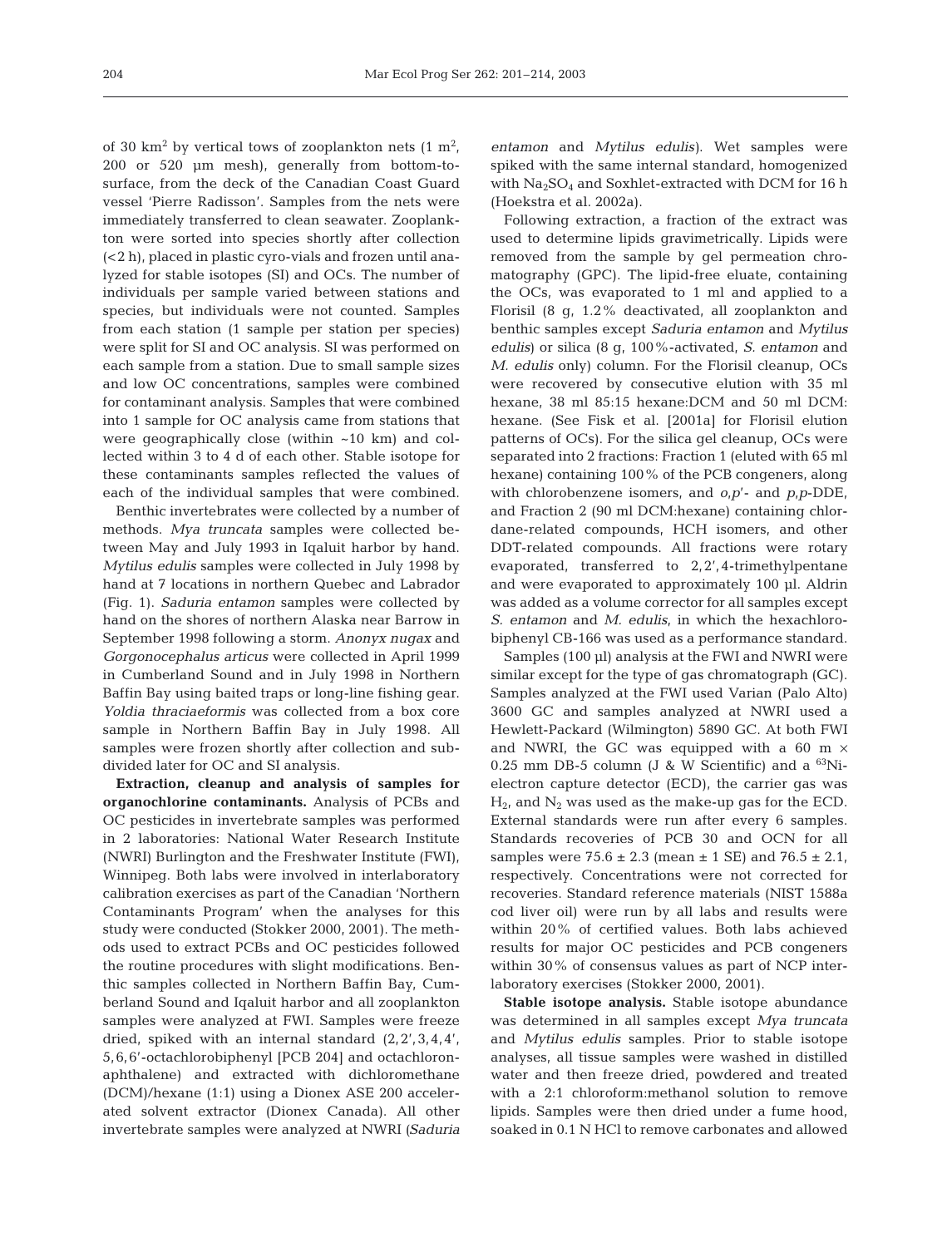of 30 $km^2$ by vertical tows of zooplankton nets (1 $m^2$, 200 or 520 μm mesh), generally from bottom-to-surface, from the deck of the Canadian Coast Guard vessel 'Pierre Radisson'. Samples from the nets were immediately transferred to clean seawater. Zooplankton were sorted into species shortly after collection (<2 h), placed in plastic cyro-vials and frozen until analyzed for stable isotopes (SI) and OCs. The number of individuals per sample varied between stations and species, but individuals were not counted. Samples from each station (1 sample per station per species) were split for SI and OC analysis. SI was performed on each sample from a station. Due to small sample sizes and low OC concentrations, samples were combined for contaminant analysis. Samples that were combined into 1 sample for OC analysis came from stations that were geographically close (within ~10 km) and collected within 3 to 4 d of each other. Stable isotope for these contaminants samples reflected the values of each of the individual samples that were combined.

Benthic invertebrates were collected by a number of methods. *Mya truncata* samples were collected between May and July 1993 in Iqaluit harbor by hand. *Mytilus edulis* samples were collected in July 1998 by hand at 7 locations in northern Quebec and Labrador (Fig. 1). *Saduria entamon* samples were collected by hand on the shores of northern Alaska near Barrow in September 1998 following a storm. *Anonyx nugax* and *Gorgonocephalus articus* were collected in April 1999 in Cumberland Sound and in July 1998 in Northern Baffin Bay using baited traps or long-line fishing gear. *Yoldia thraciaeformis* was collected from a box core sample in Northern Baffin Bay in July 1998. All samples were frozen shortly after collection and subdivided later for OC and SI analysis.

**Extraction, cleanup and analysis of samples for organochlorine contaminants.** Analysis of PCBs and OC pesticides in invertebrate samples was performed in 2 laboratories: National Water Research Institute (NWRI) Burlington and the Freshwater Institute (FWI), Winnipeg. Both labs were involved in interlaboratory calibration exercises as part of the Canadian 'Northern Contaminants Program' when the analyses for this study were conducted (Stokker 2000, 2001). The methods used to extract PCBs and OC pesticides followed the routine procedures with slight modifications. Benthic samples collected in Northern Baffin Bay, Cumberland Sound and Iqaluit harbor and all zooplankton samples were analyzed at FWI. Samples were freeze dried, spiked with an internal standard (2,2′,3,4,4′, 5,6,6′-octachlorobiphenyl [PCB 204] and octachloronaphthalene) and extracted with dichloromethane (DCM)/hexane (1:1) using a Dionex ASE 200 accelerated solvent extractor (Dionex Canada). All other invertebrate samples were analyzed at NWRI (*Saduria entamon* and *Mytilus edulis*). Wet samples were spiked with the same internal standard, homogenized with $Na_2SO_4$ and Soxhlet-extracted with DCM for 16 h (Hoekstra et al. 2002a).

Following extraction, a fraction of the extract was used to determine lipids gravimetrically. Lipids were removed from the sample by gel permeation chromatography (GPC). The lipid-free eluate, containing the OCs, was evaporated to 1 ml and applied to a Florisil (8 g, 1.2% deactivated, all zooplankton and benthic samples except *Saduria entamon* and *Mytilus edulis*) or silica (8 g, 100%-activated, *S. entamon* and *M. edulis* only) column. For the Florisil cleanup, OCs were recovered by consecutive elution with 35 ml hexane, 38 ml 85:15 hexane:DCM and 50 ml DCM: hexane. (See Fisk et al. [2001a] for Florisil elution patterns of OCs). For the silica gel cleanup, OCs were separated into 2 fractions: Fraction 1 (eluted with 65 ml hexane) containing 100% of the PCB congeners, along with chlorobenzene isomers, and *o,p*′- and *p,p*-DDE, and Fraction 2 (90 ml DCM:hexane) containing chlordane-related compounds, HCH isomers, and other DDT-related compounds. All fractions were rotary evaporated, transferred to 2,2′,4-trimethylpentane and were evaporated to approximately 100 μl. Aldrin was added as a volume corrector for all samples except *S. entamon* and *M. edulis*, in which the hexachlorobiphenyl CB-166 was used as a performance standard.

Samples (100 μl) analysis at the FWI and NWRI were similar except for the type of gas chromatograph (GC). Samples analyzed at the FWI used Varian (Palo Alto) 3600 GC and samples analyzed at NWRI used a Hewlett-Packard (Wilmington) 5890 GC. At both FWI and NWRI, the GC was equipped with a 60 m × 0.25 mm DB-5 column (J & W Scientific) and a $^{63}$Ni-electron capture detector (ECD), the carrier gas was $H_2$, and $N_2$ was used as the make-up gas for the ECD. External standards were run after every 6 samples. Standards recoveries of PCB 30 and OCN for all samples were 75.6 ± 2.3 (mean ± 1 SE) and 76.5 ± 2.1, respectively. Concentrations were not corrected for recoveries. Standard reference materials (NIST 1588a cod liver oil) were run by all labs and results were within 20% of certified values. Both labs achieved results for major OC pesticides and PCB congeners within 30% of consensus values as part of NCP interlaboratory exercises (Stokker 2000, 2001).

**Stable isotope analysis.** Stable isotope abundance was determined in all samples except *Mya truncata* and *Mytilus edulis* samples. Prior to stable isotope analyses, all tissue samples were washed in distilled water and then freeze dried, powdered and treated with a 2:1 chloroform:methanol solution to remove lipids. Samples were then dried under a fume hood, soaked in 0.1 N HCl to remove carbonates and allowed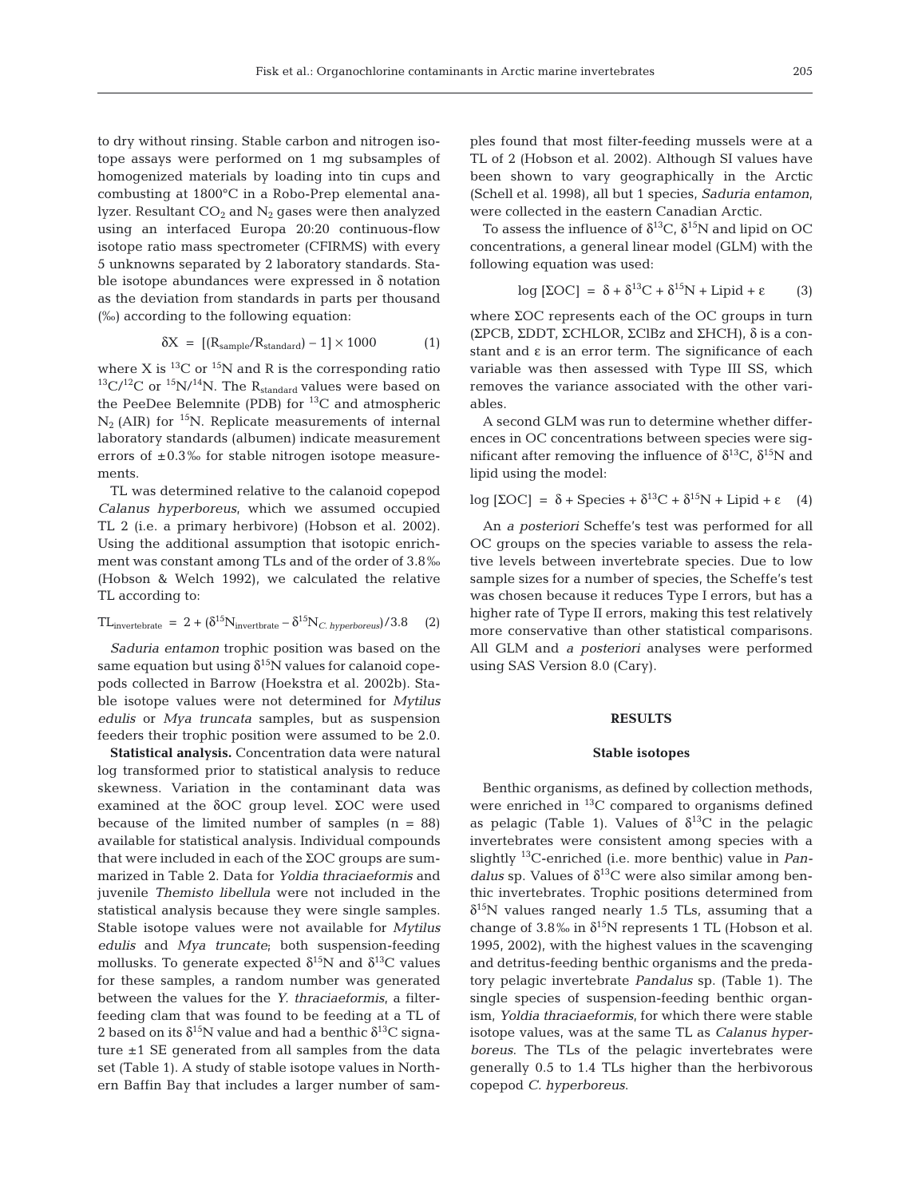to dry without rinsing. Stable carbon and nitrogen isotope assays were performed on 1 mg subsamples of homogenized materials by loading into tin cups and combusting at 1800°C in a Robo-Prep elemental analyzer. Resultant $CO_2$ and $N_2$ gases were then analyzed using an interfaced Europa 20:20 continuous-flow isotope ratio mass spectrometer (CFIRMS) with every 5 unknowns separated by 2 laboratory standards. Stable isotope abundances were expressed in δ notation as the deviation from standards in parts per thousand (‰) according to the following equation:

$$\delta X = [(R_{sample}/R_{standard}) - 1] \times 1000 \qquad (1)$$

where X is $^{13}C$ or $^{15}N$ and R is the corresponding ratio $^{13}C/^{12}C$ or $^{15}N/^{14}N$. The $R_{standard}$ values were based on the PeeDee Belemnite (PDB) for $^{13}C$ and atmospheric $N_2$ (AIR) for $^{15}N$. Replicate measurements of internal laboratory standards (albumen) indicate measurement errors of ±0.3‰ for stable nitrogen isotope measurements.

TL was determined relative to the calanoid copepod *Calanus hyperboreus*, which we assumed occupied TL 2 (i.e. a primary herbivore) (Hobson et al. 2002). Using the additional assumption that isotopic enrichment was constant among TLs and of the order of 3.8‰ (Hobson & Welch 1992), we calculated the relative TL according to:

$$TL_{invertebrate} = 2 + (\delta^{15}N_{invertbrate} - \delta^{15}N_{C.\ hyperboreus})/3.8 \qquad (2)$$

*Saduria entamon* trophic position was based on the same equation but using $\delta^{15}N$ values for calanoid copepods collected in Barrow (Hoekstra et al. 2002b). Stable isotope values were not determined for *Mytilus edulis* or *Mya truncata* samples, but as suspension feeders their trophic position were assumed to be 2.0.

**Statistical analysis.** Concentration data were natural log transformed prior to statistical analysis to reduce skewness. Variation in the contaminant data was examined at the δOC group level. ΣOC were used because of the limited number of samples (n = 88) available for statistical analysis. Individual compounds that were included in each of the ΣOC groups are summarized in Table 2. Data for *Yoldia thraciaeformis* and juvenile *Themisto libellula* were not included in the statistical analysis because they were single samples. Stable isotope values were not available for *Mytilus edulis* and *Mya truncate*; both suspension-feeding mollusks. To generate expected $\delta^{15}N$ and $\delta^{13}C$ values for these samples, a random number was generated between the values for the *Y. thraciaeformis*, a filter-feeding clam that was found to be feeding at a TL of 2 based on its $\delta^{15}N$ value and had a benthic $\delta^{13}C$ signature ±1 SE generated from all samples from the data set (Table 1). A study of stable isotope values in Northern Baffin Bay that includes a larger number of samples found that most filter-feeding mussels were at a TL of 2 (Hobson et al. 2002). Although SI values have been shown to vary geographically in the Arctic (Schell et al. 1998), all but 1 species, *Saduria entamon*, were collected in the eastern Canadian Arctic.

To assess the influence of $\delta^{13}C$, $\delta^{15}N$ and lipid on OC concentrations, a general linear model (GLM) with the following equation was used:

$$\log[\Sigma OC] = \delta + \delta^{13}C + \delta^{15}N + \text{Lipid} + \varepsilon \qquad (3)$$

where ΣOC represents each of the OC groups in turn (ΣPCB, ΣDDT, ΣCHLOR, ΣClBz and ΣHCH), δ is a constant and ε is an error term. The significance of each variable was then assessed with Type III SS, which removes the variance associated with the other variables.

A second GLM was run to determine whether differences in OC concentrations between species were significant after removing the influence of $\delta^{13}C$, $\delta^{15}N$ and lipid using the model:

$$\log[\Sigma OC] = \delta + \text{Species} + \delta^{13}C + \delta^{15}N + \text{Lipid} + \varepsilon \qquad (4)$$

An *a posteriori* Scheffe's test was performed for all OC groups on the species variable to assess the relative levels between invertebrate species. Due to low sample sizes for a number of species, the Scheffe's test was chosen because it reduces Type I errors, but has a higher rate of Type II errors, making this test relatively more conservative than other statistical comparisons. All GLM and *a posteriori* analyses were performed using SAS Version 8.0 (Cary).

## RESULTS

### Stable isotopes

Benthic organisms, as defined by collection methods, were enriched in $^{13}C$ compared to organisms defined as pelagic (Table 1). Values of $\delta^{13}C$ in the pelagic invertebrates were consistent among species with a slightly $^{13}C$-enriched (i.e. more benthic) value in *Pandalus* sp. Values of $\delta^{13}C$ were also similar among benthic invertebrates. Trophic positions determined from $\delta^{15}N$ values ranged nearly 1.5 TLs, assuming that a change of 3.8‰ in $\delta^{15}N$ represents 1 TL (Hobson et al. 1995, 2002), with the highest values in the scavenging and detritus-feeding benthic organisms and the predatory pelagic invertebrate *Pandalus* sp. (Table 1). The single species of suspension-feeding benthic organism, *Yoldia thraciaeformis*, for which there were stable isotope values, was at the same TL as *Calanus hyperboreus*. The TLs of the pelagic invertebrates were generally 0.5 to 1.4 TLs higher than the herbivorous copepod *C. hyperboreus*.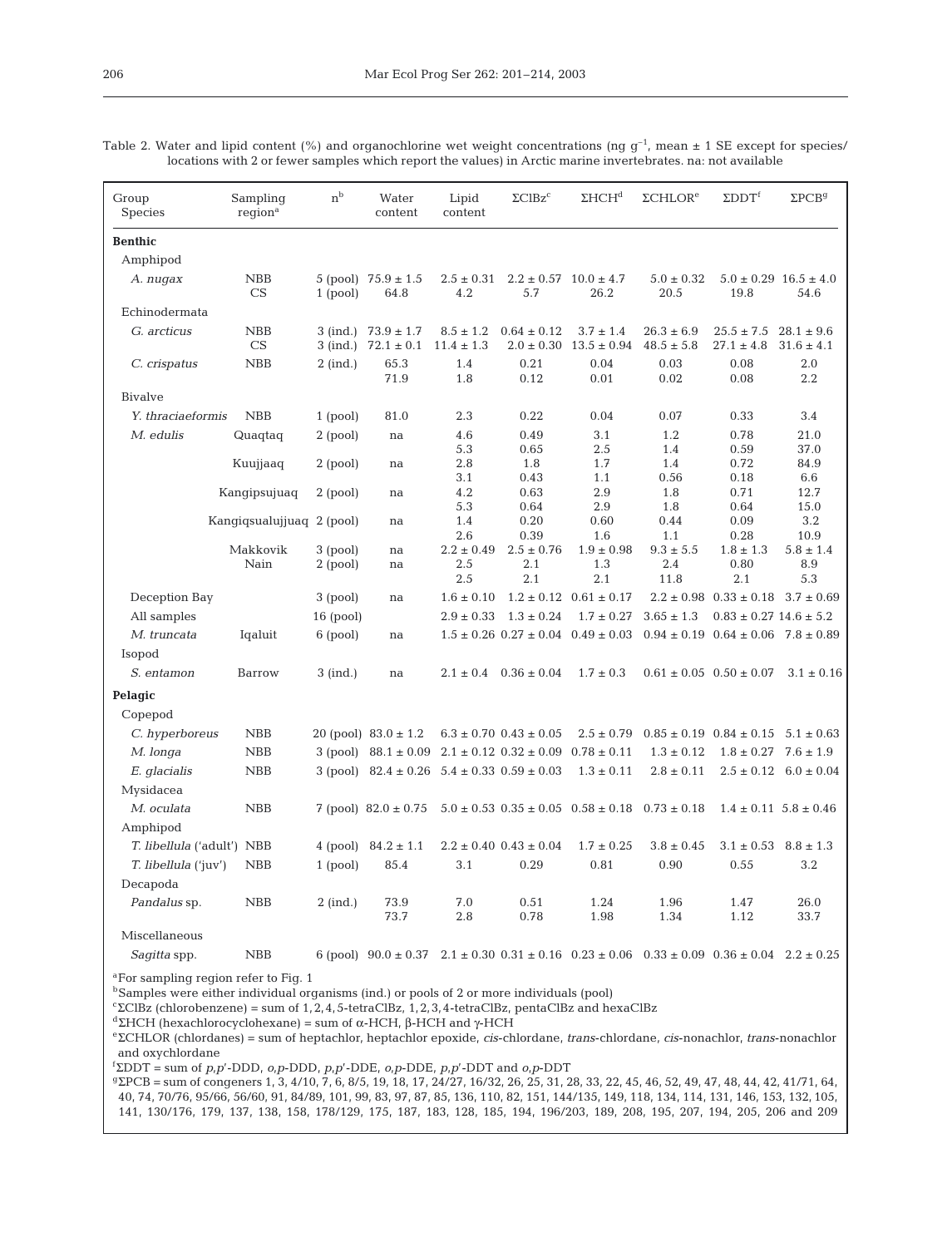Table 2. Water and lipid content (%) and organochlorine wet weight concentrations (ng g$^{-1}$, mean ± 1 SE except for species/locations with 2 or fewer samples which report the values) in Arctic marine invertebrates. na: not available

| Group Species | Sampling region[a] | n[b] | Water content | Lipid content | ΣClBz[c] | ΣHCH[d] | ΣCHLOR[e] | ΣDDT[f] | ΣPCB[g] |
|---|---|---|---|---|---|---|---|---|---|
| **Benthic** | | | | | | | | | |
| Amphipod | | | | | | | | | |
| *A. nugax* | NBB | 5 (pool) | 75.9 ± 1.5 | 2.5 ± 0.31 | 2.2 ± 0.57 | 10.0 ± 4.7 | 5.0 ± 0.32 | 5.0 ± 0.29 | 16.5 ± 4.0 |
| | CS | 1 (pool) | 64.8 | 4.2 | 5.7 | 26.2 | 20.5 | 19.8 | 54.6 |
| Echinodermata | | | | | | | | | |
| *G. arcticus* | NBB | 3 (ind.) | 73.9 ± 1.7 | 8.5 ± 1.2 | 0.64 ± 0.12 | 3.7 ± 1.4 | 26.3 ± 6.9 | 25.5 ± 7.5 | 28.1 ± 9.6 |
| | CS | 3 (ind.) | 72.1 ± 0.1 | 11.4 ± 1.3 | 2.0 ± 0.30 | 13.5 ± 0.94 | 48.5 ± 5.8 | 27.1 ± 4.8 | 31.6 ± 4.1 |
| *C. crispatus* | NBB | 2 (ind.) | 65.3 | 1.4 | 0.21 | 0.04 | 0.03 | 0.08 | 2.0 |
| | | | 71.9 | 1.8 | 0.12 | 0.01 | 0.02 | 0.08 | 2.2 |
| Bivalve | | | | | | | | | |
| *Y. thraciaeformis* | NBB | 1 (pool) | 81.0 | 2.3 | 0.22 | 0.04 | 0.07 | 0.33 | 3.4 |
| *M. edulis* | Quaqtaq | 2 (pool) | na | 4.6 | 0.49 | 3.1 | 1.2 | 0.78 | 21.0 |
| | | | | 5.3 | 0.65 | 2.5 | 1.4 | 0.59 | 37.0 |
| | Kuujjaaq | 2 (pool) | na | 2.8 | 1.8 | 1.7 | 1.4 | 0.72 | 84.9 |
| | | | | 3.1 | 0.43 | 1.1 | 0.56 | 0.18 | 6.6 |
| | Kangipsujuaq | 2 (pool) | na | 4.2 | 0.63 | 2.9 | 1.8 | 0.71 | 12.7 |
| | | | | 5.3 | 0.64 | 2.9 | 1.8 | 0.64 | 15.0 |
| | Kangiqsualujjuaq | 2 (pool) | na | 1.4 | 0.20 | 0.60 | 0.44 | 0.09 | 3.2 |
| | | | | 2.6 | 0.39 | 1.6 | 1.1 | 0.28 | 10.9 |
| | Makkovik | 3 (pool) | na | 2.2 ± 0.49 | 2.5 ± 0.76 | 1.9 ± 0.98 | 9.3 ± 5.5 | 1.8 ± 1.3 | 5.8 ± 1.4 |
| | Nain | 2 (pool) | na | 2.5 | 2.1 | 1.3 | 2.4 | 0.80 | 8.9 |
| | | | | 2.5 | 2.1 | 2.1 | 11.8 | 2.1 | 5.3 |
| Deception Bay | | 3 (pool) | na | 1.6 ± 0.10 | 1.2 ± 0.12 | 0.61 ± 0.17 | 2.2 ± 0.98 | 0.33 ± 0.18 | 3.7 ± 0.69 |
| All samples | | 16 (pool) | | 2.9 ± 0.33 | 1.3 ± 0.24 | 1.7 ± 0.27 | 3.65 ± 1.3 | 0.83 ± 0.27 | 14.6 ± 5.2 |
| *M. truncata* | Iqaluit | 6 (pool) | na | 1.5 ± 0.26 | 0.27 ± 0.04 | 0.49 ± 0.03 | 0.94 ± 0.19 | 0.64 ± 0.06 | 7.8 ± 0.89 |
| Isopod | | | | | | | | | |
| *S. entamon* | Barrow | 3 (ind.) | na | 2.1 ± 0.4 | 0.36 ± 0.04 | 1.7 ± 0.3 | 0.61 ± 0.05 | 0.50 ± 0.07 | 3.1 ± 0.16 |
| **Pelagic** | | | | | | | | | |
| Copepod | | | | | | | | | |
| *C. hyperboreus* | NBB | 20 (pool) | 83.0 ± 1.2 | 6.3 ± 0.70 | 0.43 ± 0.05 | 2.5 ± 0.79 | 0.85 ± 0.19 | 0.84 ± 0.15 | 5.1 ± 0.63 |
| *M. longa* | NBB | 3 (pool) | 88.1 ± 0.09 | 2.1 ± 0.12 | 0.32 ± 0.09 | 0.78 ± 0.11 | 1.3 ± 0.12 | 1.8 ± 0.27 | 7.6 ± 1.9 |
| *E. glacialis* | NBB | 3 (pool) | 82.4 ± 0.26 | 5.4 ± 0.33 | 0.59 ± 0.03 | 1.3 ± 0.11 | 2.8 ± 0.11 | 2.5 ± 0.12 | 6.0 ± 0.04 |
| Mysidacea | | | | | | | | | |
| *M. oculata* | NBB | 7 (pool) | 82.0 ± 0.75 | 5.0 ± 0.53 | 0.35 ± 0.05 | 0.58 ± 0.18 | 0.73 ± 0.18 | 1.4 ± 0.11 | 5.8 ± 0.46 |
| Amphipod | | | | | | | | | |
| *T. libellula* ('adult') | NBB | 4 (pool) | 84.2 ± 1.1 | 2.2 ± 0.40 | 0.43 ± 0.04 | 1.7 ± 0.25 | 3.8 ± 0.45 | 3.1 ± 0.53 | 8.8 ± 1.3 |
| *T. libellula* ('juv') | NBB | 1 (pool) | 85.4 | 3.1 | 0.29 | 0.81 | 0.90 | 0.55 | 3.2 |
| Decapoda | | | | | | | | | |
| *Pandalus* sp. | NBB | 2 (ind.) | 73.9 | 7.0 | 0.51 | 1.24 | 1.96 | 1.47 | 26.0 |
| | | | 73.7 | 2.8 | 0.78 | 1.98 | 1.34 | 1.12 | 33.7 |
| Miscellaneous | | | | | | | | | |
| *Sagitta* spp. | NBB | 6 (pool) | 90.0 ± 0.37 | 2.1 ± 0.30 | 0.31 ± 0.16 | 0.23 ± 0.06 | 0.33 ± 0.09 | 0.36 ± 0.04 | 2.2 ± 0.25 |

[a]For sampling region refer to Fig. 1
[b]Samples were either individual organisms (ind.) or pools of 2 or more individuals (pool)
[c]ΣClBz (chlorobenzene) = sum of 1,2,4,5-tetraClBz, 1,2,3,4-tetraClBz, pentaClBz and hexaClBz
[d]ΣHCH (hexachlorocyclohexane) = sum of α-HCH, β-HCH and γ-HCH
[e]ΣCHLOR (chlordanes) = sum of heptachlor, heptachlor epoxide, *cis*-chlordane, *trans*-chlordane, *cis*-nonachlor, *trans*-nonachlor and oxychlordane
[f]ΣDDT = sum of *p,p'*-DDD, *o,p*-DDD, *p,p'*-DDE, *o,p*-DDE, *p,p'*-DDT and *o,p*-DDT
[g]ΣPCB = sum of congeners 1, 3, 4/10, 7, 6, 8/5, 19, 18, 17, 24/27, 16/32, 26, 25, 31, 28, 33, 22, 45, 46, 52, 49, 47, 48, 44, 42, 41/71, 64, 40, 74, 70/76, 95/66, 56/60, 91, 84/89, 101, 99, 83, 97, 87, 85, 136, 110, 82, 151, 144/135, 149, 118, 134, 114, 131, 146, 153, 132, 105, 141, 130/176, 179, 137, 138, 158, 178/129, 175, 187, 183, 128, 185, 194, 196/203, 189, 208, 195, 207, 194, 205, 206 and 209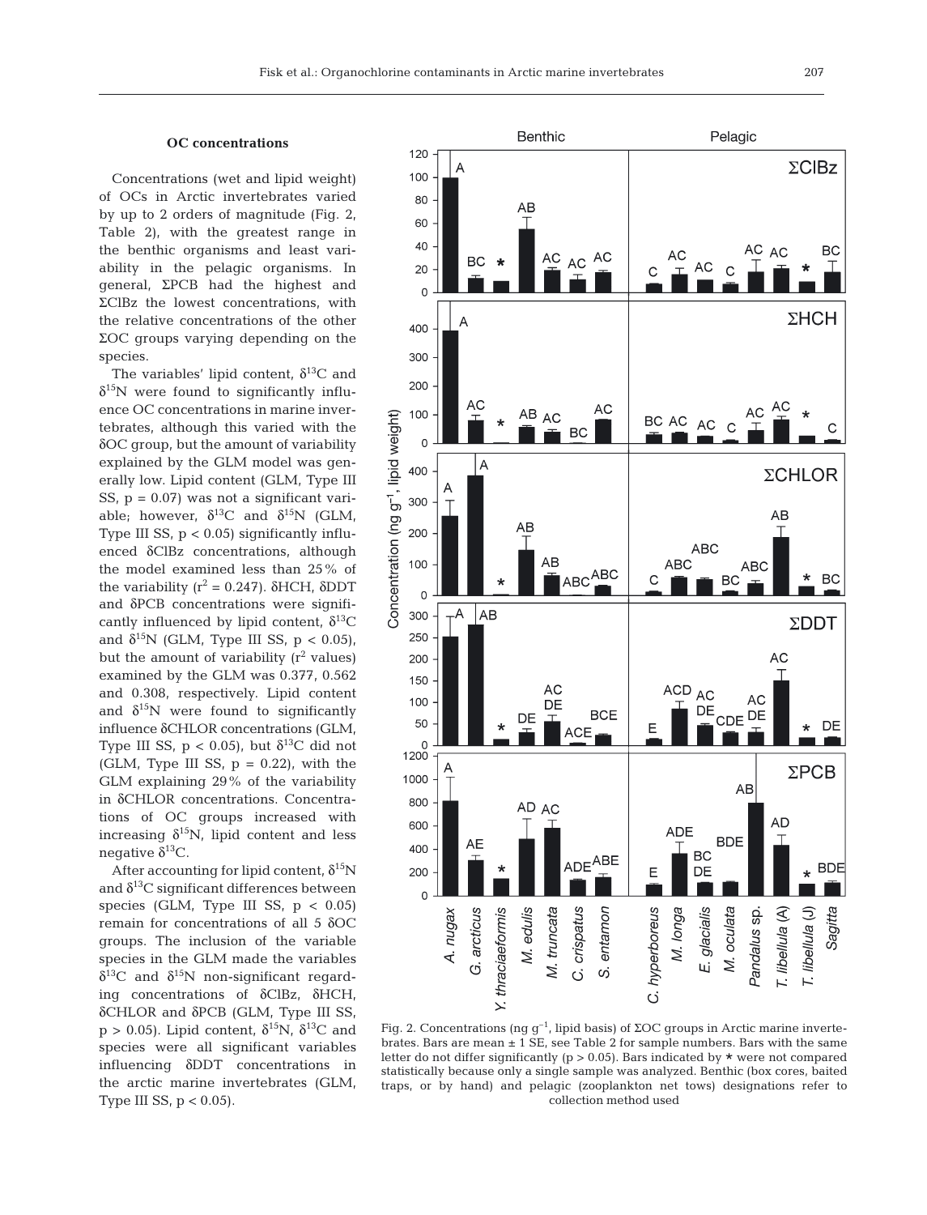### OC concentrations

Concentrations (wet and lipid weight) of OCs in Arctic invertebrates varied by up to 2 orders of magnitude (Fig. 2, Table 2), with the greatest range in the benthic organisms and least variability in the pelagic organisms. In general, ΣPCB had the highest and ΣClBz the lowest concentrations, with the relative concentrations of the other ΣOC groups varying depending on the species.

The variables' lipid content, $\delta^{13}C$ and $\delta^{15}N$ were found to significantly influence OC concentrations in marine invertebrates, although this varied with the δOC group, but the amount of variability explained by the GLM model was generally low. Lipid content (GLM, Type III SS, $p = 0.07$) was not a significant variable; however, $\delta^{13}C$ and $\delta^{15}N$ (GLM, Type III SS, $p < 0.05$) significantly influenced δClBz concentrations, although the model examined less than 25% of the variability ($r^2 = 0.247$). δHCH, δDDT and δPCB concentrations were significantly influenced by lipid content, $\delta^{13}C$ and $\delta^{15}N$ (GLM, Type III SS, $p < 0.05$), but the amount of variability ($r^2$ values) examined by the GLM was 0.377, 0.562 and 0.308, respectively. Lipid content and $\delta^{15}N$ were found to significantly influence δCHLOR concentrations (GLM, Type III SS, $p < 0.05$), but $\delta^{13}C$ did not (GLM, Type III SS, $p = 0.22$), with the GLM explaining 29% of the variability in δCHLOR concentrations. Concentrations of OC groups increased with increasing $\delta^{15}N$, lipid content and less negative $\delta^{13}C$.

After accounting for lipid content, $\delta^{15}N$ and $\delta^{13}C$ significant differences between species (GLM, Type III SS, $p < 0.05$) remain for concentrations of all 5 δOC groups. The inclusion of the variable species in the GLM made the variables $\delta^{13}C$ and $\delta^{15}N$ non-significant regarding concentrations of δClBz, δHCH, δCHLOR and δPCB (GLM, Type III SS, $p > 0.05$). Lipid content, $\delta^{15}N$, $\delta^{13}C$ and species were all significant variables influencing δDDT concentrations in the arctic marine invertebrates (GLM, Type III SS, $p < 0.05$).

Fig. 2. Concentrations (ng $g^{-1}$, lipid basis) of ΣOC groups in Arctic marine invertebrates. Bars are mean ± 1 SE, see Table 2 for sample numbers. Bars with the same letter do not differ significantly ($p > 0.05$). Bars indicated by * were not compared statistically because only a single sample was analyzed. Benthic (box cores, baited traps, or by hand) and pelagic (zooplankton net tows) designations refer to collection method used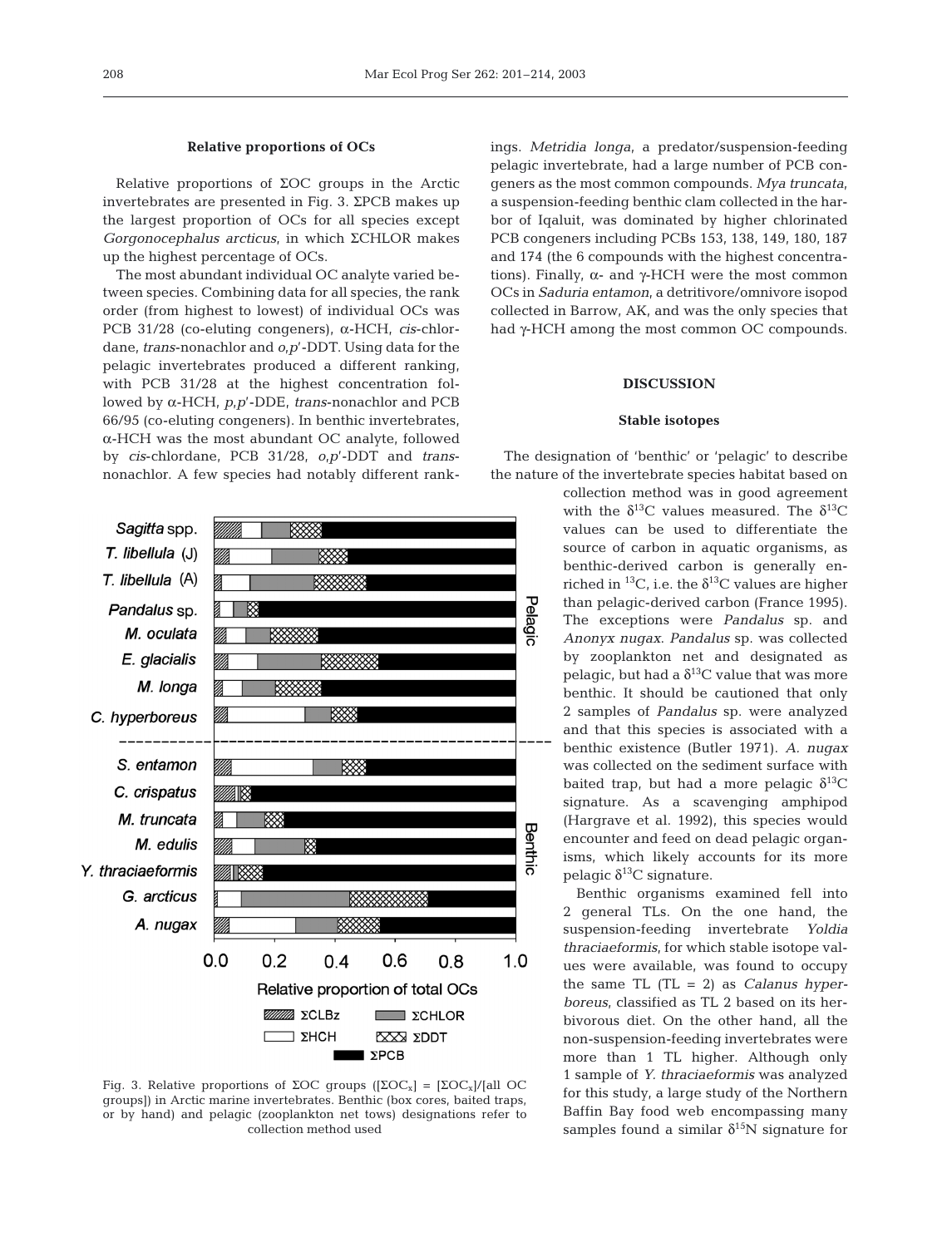### Relative proportions of OCs

Relative proportions of ΣOC groups in the Arctic invertebrates are presented in Fig. 3. ΣPCB makes up the largest proportion of OCs for all species except *Gorgonocephalus arcticus*, in which ΣCHLOR makes up the highest percentage of OCs.

The most abundant individual OC analyte varied between species. Combining data for all species, the rank order (from highest to lowest) of individual OCs was PCB 31/28 (co-eluting congeners), α-HCH, *cis*-chlordane, *trans*-nonachlor and *o,p*′-DDT. Using data for the pelagic invertebrates produced a different ranking, with PCB 31/28 at the highest concentration followed by α-HCH, *p,p*′-DDE, *trans*-nonachlor and PCB 66/95 (co-eluting congeners). In benthic invertebrates, α-HCH was the most abundant OC analyte, followed by *cis*-chlordane, PCB 31/28, *o,p*′-DDT and *trans*-nonachlor. A few species had notably different rankings. *Metridia longa*, a predator/suspension-feeding pelagic invertebrate, had a large number of PCB congeners as the most common compounds. *Mya truncata*, a suspension-feeding benthic clam collected in the harbor of Iqaluit, was dominated by higher chlorinated PCB congeners including PCBs 153, 138, 149, 180, 187 and 174 (the 6 compounds with the highest concentrations). Finally, α- and γ-HCH were the most common OCs in *Saduria entamon*, a detritivore/omnivore isopod collected in Barrow, AK, and was the only species that had γ-HCH among the most common OC compounds.

Fig. 3. Relative proportions of ΣOC groups ($[\Sigma OC_x]$ = $[\Sigma OC_x]$/[all OC groups]) in Arctic marine invertebrates. Benthic (box cores, baited traps, or by hand) and pelagic (zooplankton net tows) designations refer to collection method used

## DISCUSSION

### Stable isotopes

The designation of 'benthic' or 'pelagic' to describe the nature of the invertebrate species habitat based on collection method was in good agreement with the $\delta^{13}C$ values measured. The $\delta^{13}C$ values can be used to differentiate the source of carbon in aquatic organisms, as benthic-derived carbon is generally enriched in $^{13}C$, i.e. the $\delta^{13}C$ values are higher than pelagic-derived carbon (France 1995). The exceptions were *Pandalus* sp. and *Anonyx nugax*. *Pandalus* sp. was collected by zooplankton net and designated as pelagic, but had a $\delta^{13}C$ value that was more benthic. It should be cautioned that only 2 samples of *Pandalus* sp. were analyzed and that this species is associated with a benthic existence (Butler 1971). *A. nugax* was collected on the sediment surface with baited trap, but had a more pelagic $\delta^{13}C$ signature. As a scavenging amphipod (Hargrave et al. 1992), this species would encounter and feed on dead pelagic organisms, which likely accounts for its more pelagic $\delta^{13}C$ signature.

Benthic organisms examined fell into 2 general TLs. On the one hand, the suspension-feeding invertebrate *Yoldia thraciaeformis*, for which stable isotope values were available, was found to occupy the same TL (TL = 2) as *Calanus hyperboreus*, classified as TL 2 based on its herbivorous diet. On the other hand, all the non-suspension-feeding invertebrates were more than 1 TL higher. Although only 1 sample of *Y. thraciaeformis* was analyzed for this study, a large study of the Northern Baffin Bay food web encompassing many samples found a similar $\delta^{15}N$ signature for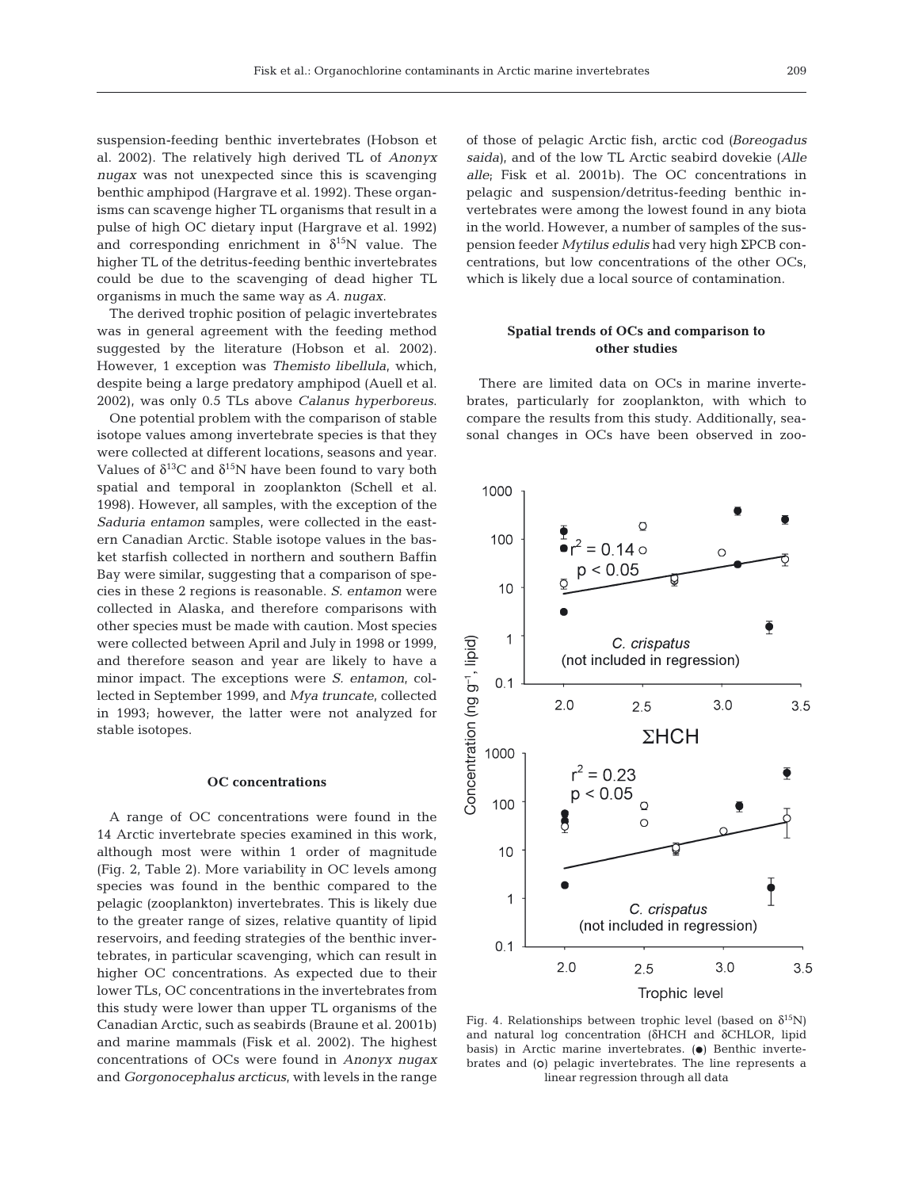suspension-feeding benthic invertebrates (Hobson et al. 2002). The relatively high derived TL of *Anonyx nugax* was not unexpected since this is scavenging benthic amphipod (Hargrave et al. 1992). These organisms can scavenge higher TL organisms that result in a pulse of high OC dietary input (Hargrave et al. 1992) and corresponding enrichment in $\delta^{15}N$ value. The higher TL of the detritus-feeding benthic invertebrates could be due to the scavenging of dead higher TL organisms in much the same way as *A. nugax*.

The derived trophic position of pelagic invertebrates was in general agreement with the feeding method suggested by the literature (Hobson et al. 2002). However, 1 exception was *Themisto libellula*, which, despite being a large predatory amphipod (Auell et al. 2002), was only 0.5 TLs above *Calanus hyperboreus*.

One potential problem with the comparison of stable isotope values among invertebrate species is that they were collected at different locations, seasons and year. Values of $\delta^{13}C$ and $\delta^{15}N$ have been found to vary both spatial and temporal in zooplankton (Schell et al. 1998). However, all samples, with the exception of the *Saduria entamon* samples, were collected in the eastern Canadian Arctic. Stable isotope values in the basket starfish collected in northern and southern Baffin Bay were similar, suggesting that a comparison of species in these 2 regions is reasonable. *S. entamon* were collected in Alaska, and therefore comparisons with other species must be made with caution. Most species were collected between April and July in 1998 or 1999, and therefore season and year are likely to have a minor impact. The exceptions were *S. entamon*, collected in September 1999, and *Mya truncate*, collected in 1993; however, the latter were not analyzed for stable isotopes.

## OC concentrations

A range of OC concentrations were found in the 14 Arctic invertebrate species examined in this work, although most were within 1 order of magnitude (Fig. 2, Table 2). More variability in OC levels among species was found in the benthic compared to the pelagic (zooplankton) invertebrates. This is likely due to the greater range of sizes, relative quantity of lipid reservoirs, and feeding strategies of the benthic invertebrates, in particular scavenging, which can result in higher OC concentrations. As expected due to their lower TLs, OC concentrations in the invertebrates from this study were lower than upper TL organisms of the Canadian Arctic, such as seabirds (Braune et al. 2001b) and marine mammals (Fisk et al. 2002). The highest concentrations of OCs were found in *Anonyx nugax* and *Gorgonocephalus arcticus*, with levels in the range of those of pelagic Arctic fish, arctic cod (*Boreogadus saida*), and of the low TL Arctic seabird dovekie (*Alle alle*; Fisk et al. 2001b). The OC concentrations in pelagic and suspension/detritus-feeding benthic invertebrates were among the lowest found in any biota in the world. However, a number of samples of the suspension feeder *Mytilus edulis* had very high ΣPCB concentrations, but low concentrations of the other OCs, which is likely due a local source of contamination.

## Spatial trends of OCs and comparison to other studies

There are limited data on OCs in marine invertebrates, particularly for zooplankton, with which to compare the results from this study. Additionally, seasonal changes in OCs have been observed in zoo-

Fig. 4. Relationships between trophic level (based on $\delta^{15}N$) and natural log concentration (δHCH and δCHLOR, lipid basis) in Arctic marine invertebrates. (●) Benthic invertebrates and (○) pelagic invertebrates. The line represents a linear regression through all data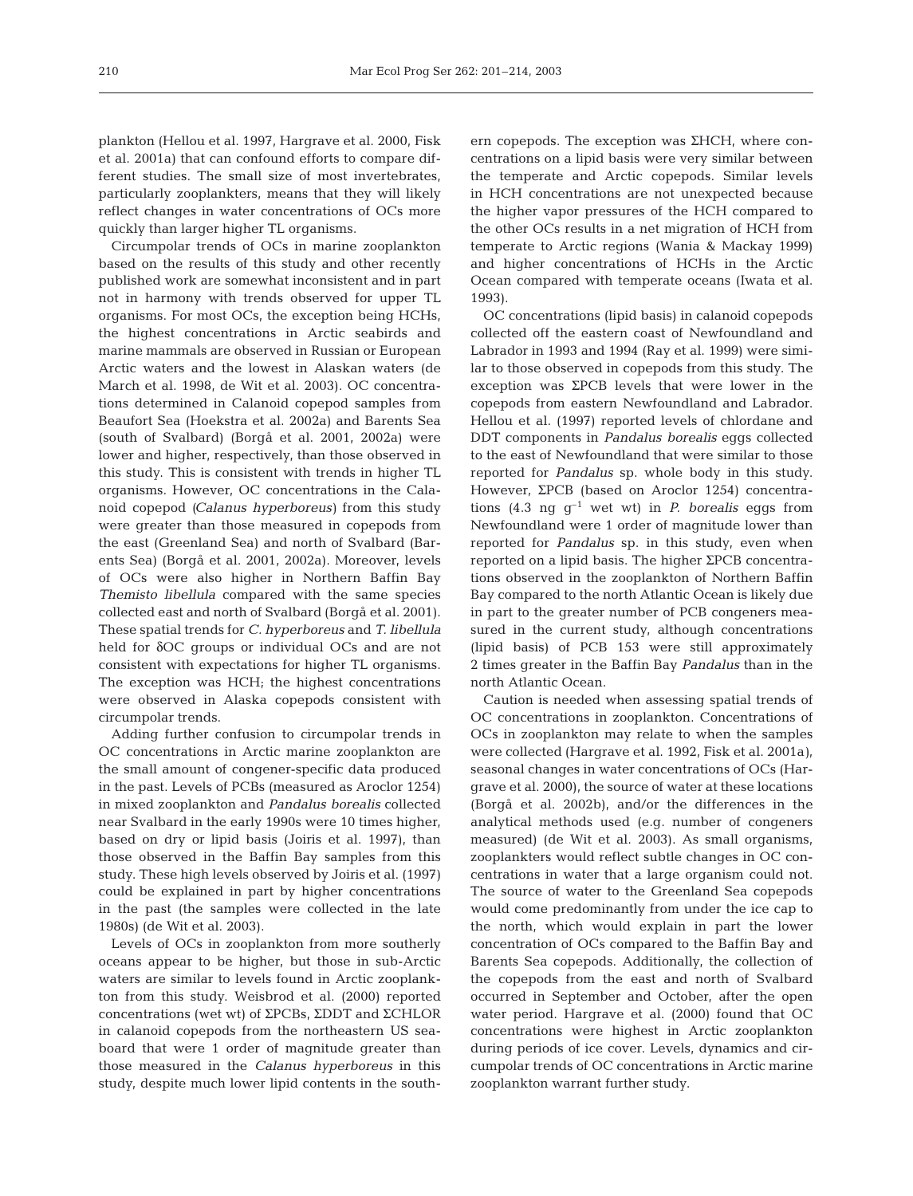plankton (Hellou et al. 1997, Hargrave et al. 2000, Fisk et al. 2001a) that can confound efforts to compare different studies. The small size of most invertebrates, particularly zooplankters, means that they will likely reflect changes in water concentrations of OCs more quickly than larger higher TL organisms.

Circumpolar trends of OCs in marine zooplankton based on the results of this study and other recently published work are somewhat inconsistent and in part not in harmony with trends observed for upper TL organisms. For most OCs, the exception being HCHs, the highest concentrations in Arctic seabirds and marine mammals are observed in Russian or European Arctic waters and the lowest in Alaskan waters (de March et al. 1998, de Wit et al. 2003). OC concentrations determined in Calanoid copepod samples from Beaufort Sea (Hoekstra et al. 2002a) and Barents Sea (south of Svalbard) (Borgå et al. 2001, 2002a) were lower and higher, respectively, than those observed in this study. This is consistent with trends in higher TL organisms. However, OC concentrations in the Calanoid copepod (*Calanus hyperboreus*) from this study were greater than those measured in copepods from the east (Greenland Sea) and north of Svalbard (Barents Sea) (Borgå et al. 2001, 2002a). Moreover, levels of OCs were also higher in Northern Baffin Bay *Themisto libellula* compared with the same species collected east and north of Svalbard (Borgå et al. 2001). These spatial trends for *C. hyperboreus* and *T. libellula* held for δOC groups or individual OCs and are not consistent with expectations for higher TL organisms. The exception was HCH; the highest concentrations were observed in Alaska copepods consistent with circumpolar trends.

Adding further confusion to circumpolar trends in OC concentrations in Arctic marine zooplankton are the small amount of congener-specific data produced in the past. Levels of PCBs (measured as Aroclor 1254) in mixed zooplankton and *Pandalus borealis* collected near Svalbard in the early 1990s were 10 times higher, based on dry or lipid basis (Joiris et al. 1997), than those observed in the Baffin Bay samples from this study. These high levels observed by Joiris et al. (1997) could be explained in part by higher concentrations in the past (the samples were collected in the late 1980s) (de Wit et al. 2003).

Levels of OCs in zooplankton from more southerly oceans appear to be higher, but those in sub-Arctic waters are similar to levels found in Arctic zooplankton from this study. Weisbrod et al. (2000) reported concentrations (wet wt) of ΣPCBs, ΣDDT and ΣCHLOR in calanoid copepods from the northeastern US seaboard that were 1 order of magnitude greater than those measured in the *Calanus hyperboreus* in this study, despite much lower lipid contents in the southern copepods. The exception was ΣHCH, where concentrations on a lipid basis were very similar between the temperate and Arctic copepods. Similar levels in HCH concentrations are not unexpected because the higher vapor pressures of the HCH compared to the other OCs results in a net migration of HCH from temperate to Arctic regions (Wania & Mackay 1999) and higher concentrations of HCHs in the Arctic Ocean compared with temperate oceans (Iwata et al. 1993).

OC concentrations (lipid basis) in calanoid copepods collected off the eastern coast of Newfoundland and Labrador in 1993 and 1994 (Ray et al. 1999) were similar to those observed in copepods from this study. The exception was ΣPCB levels that were lower in the copepods from eastern Newfoundland and Labrador. Hellou et al. (1997) reported levels of chlordane and DDT components in *Pandalus borealis* eggs collected to the east of Newfoundland that were similar to those reported for *Pandalus* sp. whole body in this study. However, ΣPCB (based on Aroclor 1254) concentrations (4.3 ng $g^{-1}$ wet wt) in *P. borealis* eggs from Newfoundland were 1 order of magnitude lower than reported for *Pandalus* sp. in this study, even when reported on a lipid basis. The higher ΣPCB concentrations observed in the zooplankton of Northern Baffin Bay compared to the north Atlantic Ocean is likely due in part to the greater number of PCB congeners measured in the current study, although concentrations (lipid basis) of PCB 153 were still approximately 2 times greater in the Baffin Bay *Pandalus* than in the north Atlantic Ocean.

Caution is needed when assessing spatial trends of OC concentrations in zooplankton. Concentrations of OCs in zooplankton may relate to when the samples were collected (Hargrave et al. 1992, Fisk et al. 2001a), seasonal changes in water concentrations of OCs (Hargrave et al. 2000), the source of water at these locations (Borgå et al. 2002b), and/or the differences in the analytical methods used (e.g. number of congeners measured) (de Wit et al. 2003). As small organisms, zooplankters would reflect subtle changes in OC concentrations in water that a large organism could not. The source of water to the Greenland Sea copepods would come predominantly from under the ice cap to the north, which would explain in part the lower concentration of OCs compared to the Baffin Bay and Barents Sea copepods. Additionally, the collection of the copepods from the east and north of Svalbard occurred in September and October, after the open water period. Hargrave et al. (2000) found that OC concentrations were highest in Arctic zooplankton during periods of ice cover. Levels, dynamics and circumpolar trends of OC concentrations in Arctic marine zooplankton warrant further study.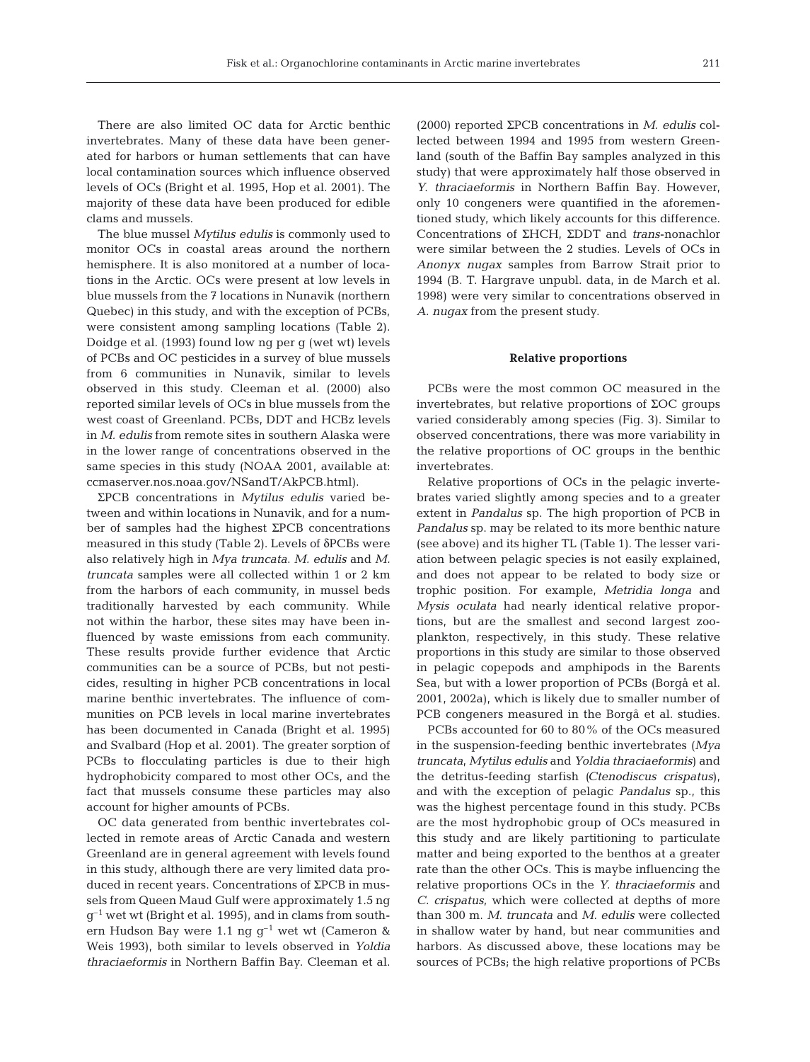There are also limited OC data for Arctic benthic invertebrates. Many of these data have been generated for harbors or human settlements that can have local contamination sources which influence observed levels of OCs (Bright et al. 1995, Hop et al. 2001). The majority of these data have been produced for edible clams and mussels.

The blue mussel *Mytilus edulis* is commonly used to monitor OCs in coastal areas around the northern hemisphere. It is also monitored at a number of locations in the Arctic. OCs were present at low levels in blue mussels from the 7 locations in Nunavik (northern Quebec) in this study, and with the exception of PCBs, were consistent among sampling locations (Table 2). Doidge et al. (1993) found low ng per g (wet wt) levels of PCBs and OC pesticides in a survey of blue mussels from 6 communities in Nunavik, similar to levels observed in this study. Cleeman et al. (2000) also reported similar levels of OCs in blue mussels from the west coast of Greenland. PCBs, DDT and HCBz levels in *M. edulis* from remote sites in southern Alaska were in the lower range of concentrations observed in the same species in this study (NOAA 2001, available at: ccmaserver.nos.noaa.gov/NSandT/AkPCB.html).

ΣPCB concentrations in *Mytilus edulis* varied between and within locations in Nunavik, and for a number of samples had the highest ΣPCB concentrations measured in this study (Table 2). Levels of δPCBs were also relatively high in *Mya truncata*. *M. edulis* and *M. truncata* samples were all collected within 1 or 2 km from the harbors of each community, in mussel beds traditionally harvested by each community. While not within the harbor, these sites may have been influenced by waste emissions from each community. These results provide further evidence that Arctic communities can be a source of PCBs, but not pesticides, resulting in higher PCB concentrations in local marine benthic invertebrates. The influence of communities on PCB levels in local marine invertebrates has been documented in Canada (Bright et al. 1995) and Svalbard (Hop et al. 2001). The greater sorption of PCBs to flocculating particles is due to their high hydrophobicity compared to most other OCs, and the fact that mussels consume these particles may also account for higher amounts of PCBs.

OC data generated from benthic invertebrates collected in remote areas of Arctic Canada and western Greenland are in general agreement with levels found in this study, although there are very limited data produced in recent years. Concentrations of ΣPCB in mussels from Queen Maud Gulf were approximately 1.5 ng $g^{-1}$ wet wt (Bright et al. 1995), and in clams from southern Hudson Bay were 1.1 ng $g^{-1}$ wet wt (Cameron & Weis 1993), both similar to levels observed in *Yoldia thraciaeformis* in Northern Baffin Bay. Cleeman et al. (2000) reported ΣPCB concentrations in *M. edulis* collected between 1994 and 1995 from western Greenland (south of the Baffin Bay samples analyzed in this study) that were approximately half those observed in *Y. thraciaeformis* in Northern Baffin Bay. However, only 10 congeners were quantified in the aforementioned study, which likely accounts for this difference. Concentrations of ΣHCH, ΣDDT and *trans*-nonachlor were similar between the 2 studies. Levels of OCs in *Anonyx nugax* samples from Barrow Strait prior to 1994 (B. T. Hargrave unpubl. data, in de March et al. 1998) were very similar to concentrations observed in *A. nugax* from the present study.

#### Relative proportions

PCBs were the most common OC measured in the invertebrates, but relative proportions of ΣOC groups varied considerably among species (Fig. 3). Similar to observed concentrations, there was more variability in the relative proportions of OC groups in the benthic invertebrates.

Relative proportions of OCs in the pelagic invertebrates varied slightly among species and to a greater extent in *Pandalus* sp. The high proportion of PCB in *Pandalus* sp. may be related to its more benthic nature (see above) and its higher TL (Table 1). The lesser variation between pelagic species is not easily explained, and does not appear to be related to body size or trophic position. For example, *Metridia longa* and *Mysis oculata* had nearly identical relative proportions, but are the smallest and second largest zooplankton, respectively, in this study. These relative proportions in this study are similar to those observed in pelagic copepods and amphipods in the Barents Sea, but with a lower proportion of PCBs (Borgå et al. 2001, 2002a), which is likely due to smaller number of PCB congeners measured in the Borgå et al. studies.

PCBs accounted for 60 to 80% of the OCs measured in the suspension-feeding benthic invertebrates (*Mya truncata*, *Mytilus edulis* and *Yoldia thraciaeformis*) and the detritus-feeding starfish (*Ctenodiscus crispatus*), and with the exception of pelagic *Pandalus* sp., this was the highest percentage found in this study. PCBs are the most hydrophobic group of OCs measured in this study and are likely partitioning to particulate matter and being exported to the benthos at a greater rate than the other OCs. This is maybe influencing the relative proportions OCs in the *Y. thraciaeformis* and *C. crispatus*, which were collected at depths of more than 300 m. *M. truncata* and *M. edulis* were collected in shallow water by hand, but near communities and harbors. As discussed above, these locations may be sources of PCBs; the high relative proportions of PCBs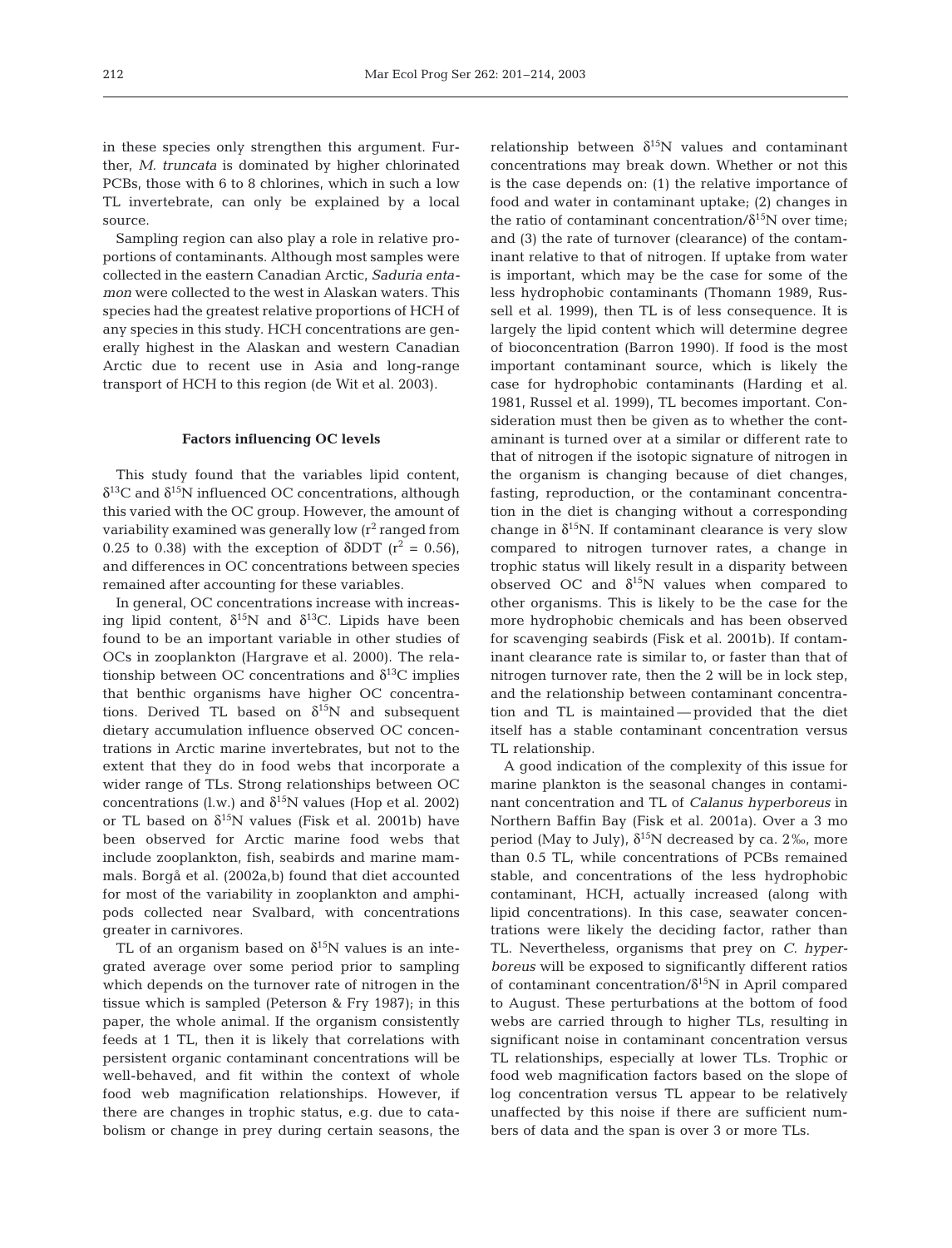in these species only strengthen this argument. Further, *M. truncata* is dominated by higher chlorinated PCBs, those with 6 to 8 chlorines, which in such a low TL invertebrate, can only be explained by a local source.

Sampling region can also play a role in relative proportions of contaminants. Although most samples were collected in the eastern Canadian Arctic, *Saduria entamon* were collected to the west in Alaskan waters. This species had the greatest relative proportions of HCH of any species in this study. HCH concentrations are generally highest in the Alaskan and western Canadian Arctic due to recent use in Asia and long-range transport of HCH to this region (de Wit et al. 2003).

## Factors influencing OC levels

This study found that the variables lipid content, $\delta^{13}C$ and $\delta^{15}N$ influenced OC concentrations, although this varied with the OC group. However, the amount of variability examined was generally low ($r^2$ ranged from 0.25 to 0.38) with the exception of δDDT ($r^2$ = 0.56), and differences in OC concentrations between species remained after accounting for these variables.

In general, OC concentrations increase with increasing lipid content, $\delta^{15}N$ and $\delta^{13}C$. Lipids have been found to be an important variable in other studies of OCs in zooplankton (Hargrave et al. 2000). The relationship between OC concentrations and $\delta^{13}C$ implies that benthic organisms have higher OC concentrations. Derived TL based on $\delta^{15}N$ and subsequent dietary accumulation influence observed OC concentrations in Arctic marine invertebrates, but not to the extent that they do in food webs that incorporate a wider range of TLs. Strong relationships between OC concentrations (l.w.) and $\delta^{15}N$ values (Hop et al. 2002) or TL based on $\delta^{15}N$ values (Fisk et al. 2001b) have been observed for Arctic marine food webs that include zooplankton, fish, seabirds and marine mammals. Borgå et al. (2002a,b) found that diet accounted for most of the variability in zooplankton and amphipods collected near Svalbard, with concentrations greater in carnivores.

TL of an organism based on $\delta^{15}N$ values is an integrated average over some period prior to sampling which depends on the turnover rate of nitrogen in the tissue which is sampled (Peterson & Fry 1987); in this paper, the whole animal. If the organism consistently feeds at 1 TL, then it is likely that correlations with persistent organic contaminant concentrations will be well-behaved, and fit within the context of whole food web magnification relationships. However, if there are changes in trophic status, e.g. due to catabolism or change in prey during certain seasons, the relationship between $\delta^{15}N$ values and contaminant concentrations may break down. Whether or not this is the case depends on: (1) the relative importance of food and water in contaminant uptake; (2) changes in the ratio of contaminant concentration/$\delta^{15}N$ over time; and (3) the rate of turnover (clearance) of the contaminant relative to that of nitrogen. If uptake from water is important, which may be the case for some of the less hydrophobic contaminants (Thomann 1989, Russell et al. 1999), then TL is of less consequence. It is largely the lipid content which will determine degree of bioconcentration (Barron 1990). If food is the most important contaminant source, which is likely the case for hydrophobic contaminants (Harding et al. 1981, Russel et al. 1999), TL becomes important. Consideration must then be given as to whether the contaminant is turned over at a similar or different rate to that of nitrogen if the isotopic signature of nitrogen in the organism is changing because of diet changes, fasting, reproduction, or the contaminant concentration in the diet is changing without a corresponding change in $\delta^{15}N$. If contaminant clearance is very slow compared to nitrogen turnover rates, a change in trophic status will likely result in a disparity between observed OC and $\delta^{15}N$ values when compared to other organisms. This is likely to be the case for the more hydrophobic chemicals and has been observed for scavenging seabirds (Fisk et al. 2001b). If contaminant clearance rate is similar to, or faster than that of nitrogen turnover rate, then the 2 will be in lock step, and the relationship between contaminant concentration and TL is maintained—provided that the diet itself has a stable contaminant concentration versus TL relationship.

A good indication of the complexity of this issue for marine plankton is the seasonal changes in contaminant concentration and TL of *Calanus hyperboreus* in Northern Baffin Bay (Fisk et al. 2001a). Over a 3 mo period (May to July), $\delta^{15}N$ decreased by ca. 2‰, more than 0.5 TL, while concentrations of PCBs remained stable, and concentrations of the less hydrophobic contaminant, HCH, actually increased (along with lipid concentrations). In this case, seawater concentrations were likely the deciding factor, rather than TL. Nevertheless, organisms that prey on *C. hyperboreus* will be exposed to significantly different ratios of contaminant concentration/$\delta^{15}N$ in April compared to August. These perturbations at the bottom of food webs are carried through to higher TLs, resulting in significant noise in contaminant concentration versus TL relationships, especially at lower TLs. Trophic or food web magnification factors based on the slope of log concentration versus TL appear to be relatively unaffected by this noise if there are sufficient numbers of data and the span is over 3 or more TLs.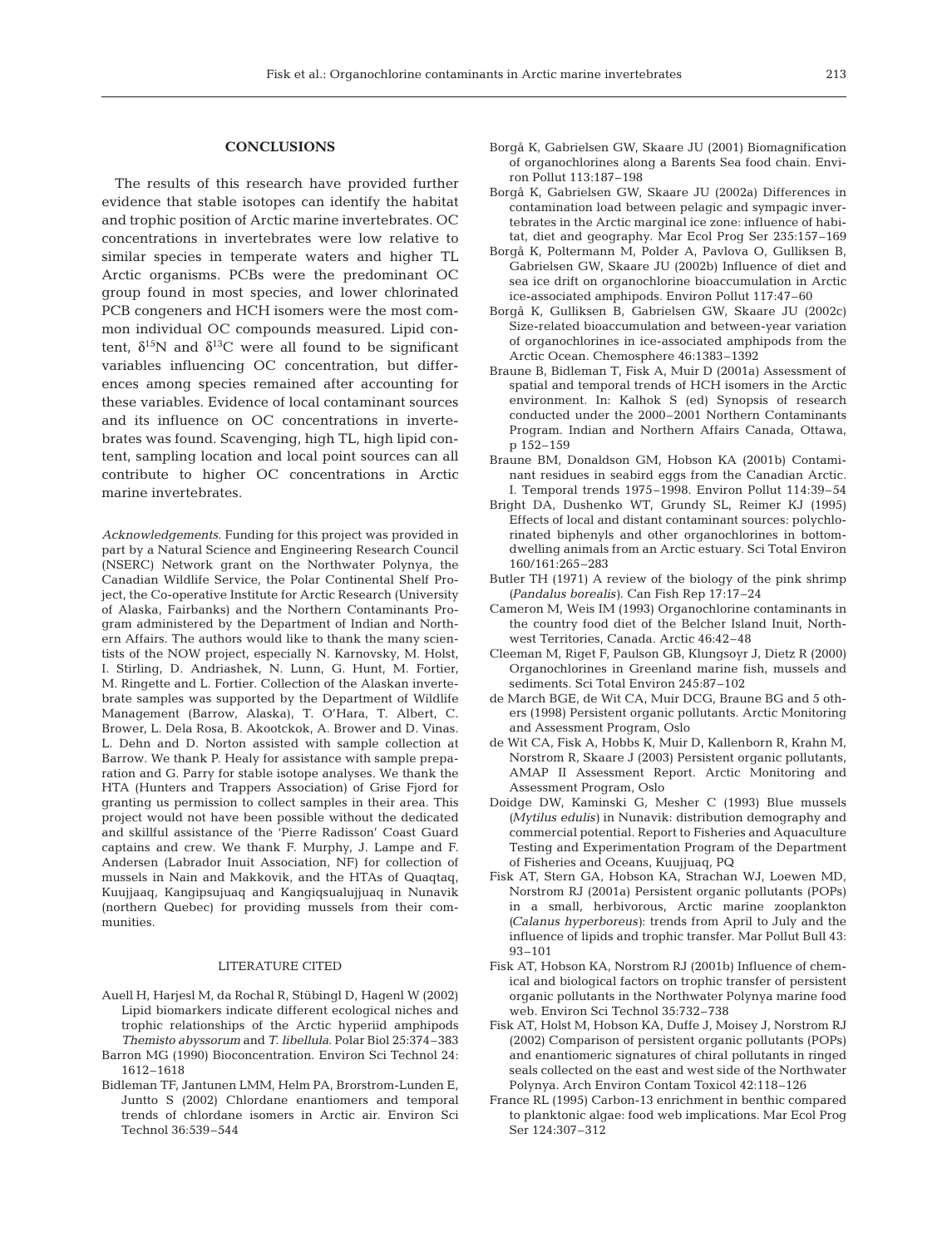## CONCLUSIONS

The results of this research have provided further evidence that stable isotopes can identify the habitat and trophic position of Arctic marine invertebrates. OC concentrations in invertebrates were low relative to similar species in temperate waters and higher TL Arctic organisms. PCBs were the predominant OC group found in most species, and lower chlorinated PCB congeners and HCH isomers were the most common individual OC compounds measured. Lipid content, $\delta^{15}N$ and $\delta^{13}C$ were all found to be significant variables influencing OC concentration, but differences among species remained after accounting for these variables. Evidence of local contaminant sources and its influence on OC concentrations in invertebrates was found. Scavenging, high TL, high lipid content, sampling location and local point sources can all contribute to higher OC concentrations in Arctic marine invertebrates.

*Acknowledgements.* Funding for this project was provided in part by a Natural Science and Engineering Research Council (NSERC) Network grant on the Northwater Polynya, the Canadian Wildlife Service, the Polar Continental Shelf Project, the Co-operative Institute for Arctic Research (University of Alaska, Fairbanks) and the Northern Contaminants Program administered by the Department of Indian and Northern Affairs. The authors would like to thank the many scientists of the NOW project, especially N. Karnovsky, M. Holst, I. Stirling, D. Andriashek, N. Lunn, G. Hunt, M. Fortier, M. Ringette and L. Fortier. Collection of the Alaskan invertebrate samples was supported by the Department of Wildlife Management (Barrow, Alaska), T. O'Hara, T. Albert, C. Brower, L. Dela Rosa, B. Akootckok, A. Brower and D. Vinas. L. Dehn and D. Norton assisted with sample collection at Barrow. We thank P. Healy for assistance with sample preparation and G. Parry for stable isotope analyses. We thank the HTA (Hunters and Trappers Association) of Grise Fjord for granting us permission to collect samples in their area. This project would not have been possible without the dedicated and skillful assistance of the 'Pierre Radisson' Coast Guard captains and crew. We thank F. Murphy, J. Lampe and F. Andersen (Labrador Inuit Association, NF) for collection of mussels in Nain and Makkovik, and the HTAs of Quaqtaq, Kuujjaaq, Kangipsujuaq and Kangiqsualujjuaq in Nunavik (northern Quebec) for providing mussels from their communities.

## LITERATURE CITED

Auell H, Harjesl M, da Rochal R, Stübingl D, Hagenl W (2002) Lipid biomarkers indicate different ecological niches and trophic relationships of the Arctic hyperiid amphipods *Themisto abyssorum* and *T. libellula*. Polar Biol 25:374–383

Barron MG (1990) Bioconcentration. Environ Sci Technol 24: 1612–1618

Bidleman TF, Jantunen LMM, Helm PA, Brorstrom-Lunden E, Juntto S (2002) Chlordane enantiomers and temporal trends of chlordane isomers in Arctic air. Environ Sci Technol 36:539–544

Borgå K, Gabrielsen GW, Skaare JU (2001) Biomagnification of organochlorines along a Barents Sea food chain. Environ Pollut 113:187–198

Borgå K, Gabrielsen GW, Skaare JU (2002a) Differences in contamination load between pelagic and sympagic invertebrates in the Arctic marginal ice zone: influence of habitat, diet and geography. Mar Ecol Prog Ser 235:157–169

Borgå K, Poltermann M, Polder A, Pavlova O, Gulliksen B, Gabrielsen GW, Skaare JU (2002b) Influence of diet and sea ice drift on organochlorine bioaccumulation in Arctic ice-associated amphipods. Environ Pollut 117:47–60

Borgå K, Gulliksen B, Gabrielsen GW, Skaare JU (2002c) Size-related bioaccumulation and between-year variation of organochlorines in ice-associated amphipods from the Arctic Ocean. Chemosphere 46:1383–1392

Braune B, Bidleman T, Fisk A, Muir D (2001a) Assessment of spatial and temporal trends of HCH isomers in the Arctic environment. In: Kalhok S (ed) Synopsis of research conducted under the 2000–2001 Northern Contaminants Program. Indian and Northern Affairs Canada, Ottawa, p 152–159

Braune BM, Donaldson GM, Hobson KA (2001b) Contaminant residues in seabird eggs from the Canadian Arctic. I. Temporal trends 1975–1998. Environ Pollut 114:39–54

Bright DA, Dushenko WT, Grundy SL, Reimer KJ (1995) Effects of local and distant contaminant sources: polychlorinated biphenyls and other organochlorines in bottom-dwelling animals from an Arctic estuary. Sci Total Environ 160/161:265–283

Butler TH (1971) A review of the biology of the pink shrimp (*Pandalus borealis*). Can Fish Rep 17:17–24

Cameron M, Weis IM (1993) Organochlorine contaminants in the country food diet of the Belcher Island Inuit, Northwest Territories, Canada. Arctic 46:42–48

Cleeman M, Riget F, Paulson GB, Klungsoyr J, Dietz R (2000) Organochlorines in Greenland marine fish, mussels and sediments. Sci Total Environ 245:87–102

de March BGE, de Wit CA, Muir DCG, Braune BG and 5 others (1998) Persistent organic pollutants. Arctic Monitoring and Assessment Program, Oslo

de Wit CA, Fisk A, Hobbs K, Muir D, Kallenborn R, Krahn M, Norstrom R, Skaare J (2003) Persistent organic pollutants, AMAP II Assessment Report. Arctic Monitoring and Assessment Program, Oslo

Doidge DW, Kaminski G, Mesher C (1993) Blue mussels (*Mytilus edulis*) in Nunavik: distribution demography and commercial potential. Report to Fisheries and Aquaculture Testing and Experimentation Program of the Department of Fisheries and Oceans, Kuujjuaq, PQ

Fisk AT, Stern GA, Hobson KA, Strachan WJ, Loewen MD, Norstrom RJ (2001a) Persistent organic pollutants (POPs) in a small, herbivorous, Arctic marine zooplankton (*Calanus hyperboreus*): trends from April to July and the influence of lipids and trophic transfer. Mar Pollut Bull 43: 93–101

Fisk AT, Hobson KA, Norstrom RJ (2001b) Influence of chemical and biological factors on trophic transfer of persistent organic pollutants in the Northwater Polynya marine food web. Environ Sci Technol 35:732–738

Fisk AT, Holst M, Hobson KA, Duffe J, Moisey J, Norstrom RJ (2002) Comparison of persistent organic pollutants (POPs) and enantiomeric signatures of chiral pollutants in ringed seals collected on the east and west side of the Northwater Polynya. Arch Environ Contam Toxicol 42:118–126

France RL (1995) Carbon-13 enrichment in benthic compared to planktonic algae: food web implications. Mar Ecol Prog Ser 124:307–312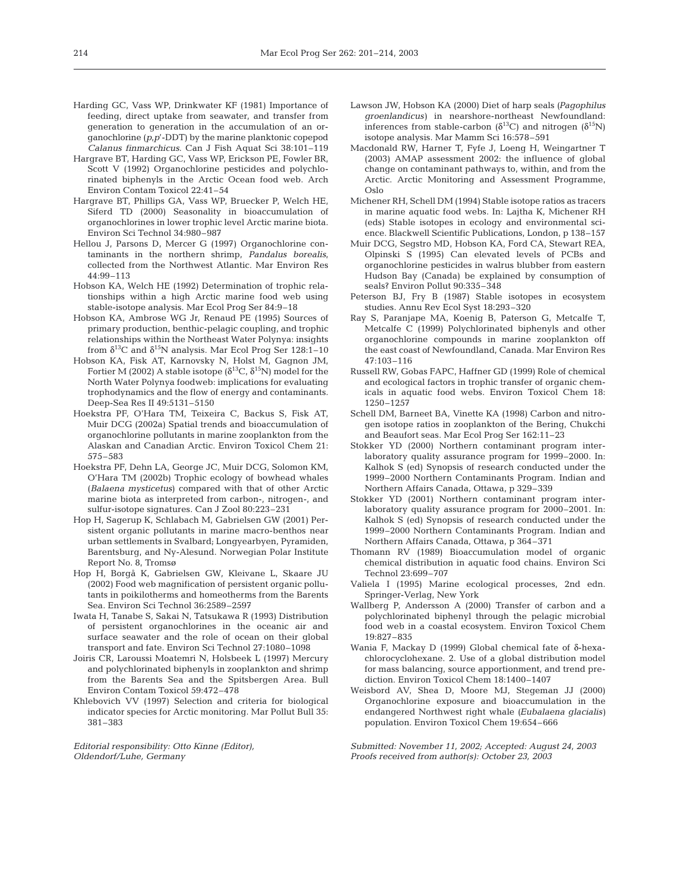Harding GC, Vass WP, Drinkwater KF (1981) Importance of feeding, direct uptake from seawater, and transfer from generation to generation in the accumulation of an organochlorine (*p,p'*-DDT) by the marine planktonic copepod *Calanus finmarchicus*. Can J Fish Aquat Sci 38:101–119

Hargrave BT, Harding GC, Vass WP, Erickson PE, Fowler BR, Scott V (1992) Organochlorine pesticides and polychlorinated biphenyls in the Arctic Ocean food web. Arch Environ Contam Toxicol 22:41–54

Hargrave BT, Phillips GA, Vass WP, Bruecker P, Welch HE, Siferd TD (2000) Seasonality in bioaccumulation of organochlorines in lower trophic level Arctic marine biota. Environ Sci Technol 34:980–987

Hellou J, Parsons D, Mercer G (1997) Organochlorine contaminants in the northern shrimp, *Pandalus borealis*, collected from the Northwest Atlantic. Mar Environ Res 44:99–113

Hobson KA, Welch HE (1992) Determination of trophic relationships within a high Arctic marine food web using stable-isotope analysis. Mar Ecol Prog Ser 84:9–18

Hobson KA, Ambrose WG Jr, Renaud PE (1995) Sources of primary production, benthic-pelagic coupling, and trophic relationships within the Northeast Water Polynya: insights from $\delta^{13}C$ and $\delta^{15}N$ analysis. Mar Ecol Prog Ser 128:1–10

Hobson KA, Fisk AT, Karnovsky N, Holst M, Gagnon JM, Fortier M (2002) A stable isotope ($\delta^{13}C$, $\delta^{15}N$) model for the North Water Polynya foodweb: implications for evaluating trophodynamics and the flow of energy and contaminants. Deep-Sea Res II 49:5131–5150

Hoekstra PF, O'Hara TM, Teixeira C, Backus S, Fisk AT, Muir DCG (2002a) Spatial trends and bioaccumulation of organochlorine pollutants in marine zooplankton from the Alaskan and Canadian Arctic. Environ Toxicol Chem 21: 575–583

Hoekstra PF, Dehn LA, George JC, Muir DCG, Solomon KM, O'Hara TM (2002b) Trophic ecology of bowhead whales (*Balaena mysticetus*) compared with that of other Arctic marine biota as interpreted from carbon-, nitrogen-, and sulfur-isotope signatures. Can J Zool 80:223–231

Hop H, Sagerup K, Schlabach M, Gabrielsen GW (2001) Persistent organic pollutants in marine macro-benthos near urban settlements in Svalbard; Longyearbyen, Pyramiden, Barentsburg, and Ny-Alesund. Norwegian Polar Institute Report No. 8, Tromsø

Hop H, Borgå K, Gabrielsen GW, Kleivane L, Skaare JU (2002) Food web magnification of persistent organic pollutants in poikilotherms and homeotherms from the Barents Sea. Environ Sci Technol 36:2589–2597

Iwata H, Tanabe S, Sakai N, Tatsukawa R (1993) Distribution of persistent organochlorines in the oceanic air and surface seawater and the role of ocean on their global transport and fate. Environ Sci Technol 27:1080–1098

Joiris CR, Laroussi Moatemri N, Holsbeek L (1997) Mercury and polychlorinated biphenyls in zooplankton and shrimp from the Barents Sea and the Spitsbergen Area. Bull Environ Contam Toxicol 59:472–478

Khlebovich VV (1997) Selection and criteria for biological indicator species for Arctic monitoring. Mar Pollut Bull 35: 381–383

Lawson JW, Hobson KA (2000) Diet of harp seals (*Pagophilus groenlandicus*) in nearshore-northeast Newfoundland: inferences from stable-carbon ($\delta^{13}C$) and nitrogen ($\delta^{15}N$) isotope analysis. Mar Mamm Sci 16:578–591

Macdonald RW, Harner T, Fyfe J, Loeng H, Weingartner T (2003) AMAP assessment 2002: the influence of global change on contaminant pathways to, within, and from the Arctic. Arctic Monitoring and Assessment Programme, Oslo

Michener RH, Schell DM (1994) Stable isotope ratios as tracers in marine aquatic food webs. In: Lajtha K, Michener RH (eds) Stable isotopes in ecology and environmental science. Blackwell Scientific Publications, London, p 138–157

Muir DCG, Segstro MD, Hobson KA, Ford CA, Stewart REA, Olpinski S (1995) Can elevated levels of PCBs and organochlorine pesticides in walrus blubber from eastern Hudson Bay (Canada) be explained by consumption of seals? Environ Pollut 90:335–348

Peterson BJ, Fry B (1987) Stable isotopes in ecosystem studies. Annu Rev Ecol Syst 18:293–320

Ray S, Paranjape MA, Koenig B, Paterson G, Metcalfe T, Metcalfe C (1999) Polychlorinated biphenyls and other organochlorine compounds in marine zooplankton off the east coast of Newfoundland, Canada. Mar Environ Res 47:103–116

Russell RW, Gobas FAPC, Haffner GD (1999) Role of chemical and ecological factors in trophic transfer of organic chemicals in aquatic food webs. Environ Toxicol Chem 18: 1250–1257

Schell DM, Barneet BA, Vinette KA (1998) Carbon and nitrogen isotope ratios in zooplankton of the Bering, Chukchi and Beaufort seas. Mar Ecol Prog Ser 162:11–23

Stokker YD (2000) Northern contaminant program interlaboratory quality assurance program for 1999–2000. In: Kalhok S (ed) Synopsis of research conducted under the 1999–2000 Northern Contaminants Program. Indian and Northern Affairs Canada, Ottawa, p 329–339

Stokker YD (2001) Northern contaminant program interlaboratory quality assurance program for 2000–2001. In: Kalhok S (ed) Synopsis of research conducted under the 1999–2000 Northern Contaminants Program. Indian and Northern Affairs Canada, Ottawa, p 364–371

Thomann RV (1989) Bioaccumulation model of organic chemical distribution in aquatic food chains. Environ Sci Technol 23:699–707

Valiela I (1995) Marine ecological processes, 2nd edn. Springer-Verlag, New York

Wallberg P, Andersson A (2000) Transfer of carbon and a polychlorinated biphenyl through the pelagic microbial food web in a coastal ecosystem. Environ Toxicol Chem 19:827–835

Wania F, Mackay D (1999) Global chemical fate of δ-hexachlorocyclohexane. 2. Use of a global distribution model for mass balancing, source apportionment, and trend prediction. Environ Toxicol Chem 18:1400–1407

Weisbord AV, Shea D, Moore MJ, Stegeman JJ (2000) Organochlorine exposure and bioaccumulation in the endangered Northwest right whale (*Eubalaena glacialis*) population. Environ Toxicol Chem 19:654–666

*Editorial responsibility: Otto Kinne (Editor), Oldendorf/Luhe, Germany*

*Submitted: November 11, 2002; Accepted: August 24, 2003*
*Proofs received from author(s): October 23, 2003*